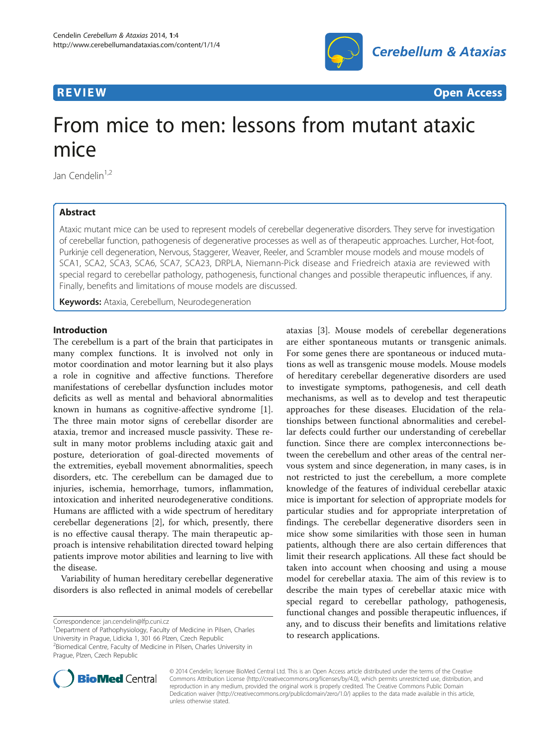REVIEW Open Access

# From mice to men: lessons from mutant ataxic mice

Jan Cendelin[1,2]

## Abstract

Ataxic mutant mice can be used to represent models of cerebellar degenerative disorders. They serve for investigation of cerebellar function, pathogenesis of degenerative processes as well as of therapeutic approaches. Lurcher, Hot-foot, Purkinje cell degeneration, Nervous, Staggerer, Weaver, Reeler, and Scrambler mouse models and mouse models of SCA1, SCA2, SCA3, SCA6, SCA7, SCA23, DRPLA, Niemann-Pick disease and Friedreich ataxia are reviewed with special regard to cerebellar pathology, pathogenesis, functional changes and possible therapeutic influences, if any. Finally, benefits and limitations of mouse models are discussed.

**Keywords:** Ataxia, Cerebellum, Neurodegeneration

## Introduction

The cerebellum is a part of the brain that participates in many complex functions. It is involved not only in motor coordination and motor learning but it also plays a role in cognitive and affective functions. Therefore manifestations of cerebellar dysfunction includes motor deficits as well as mental and behavioral abnormalities known in humans as cognitive-affective syndrome [1]. The three main motor signs of cerebellar disorder are ataxia, tremor and increased muscle passivity. These result in many motor problems including ataxic gait and posture, deterioration of goal-directed movements of the extremities, eyeball movement abnormalities, speech disorders, etc. The cerebellum can be damaged due to injuries, ischemia, hemorrhage, tumors, inflammation, intoxication and inherited neurodegenerative conditions. Humans are afflicted with a wide spectrum of hereditary cerebellar degenerations [2], for which, presently, there is no effective causal therapy. The main therapeutic approach is intensive rehabilitation directed toward helping patients improve motor abilities and learning to live with the disease.

Variability of human hereditary cerebellar degenerative disorders is also reflected in animal models of cerebellar ataxias [3]. Mouse models of cerebellar degenerations are either spontaneous mutants or transgenic animals. For some genes there are spontaneous or induced mutations as well as transgenic mouse models. Mouse models of hereditary cerebellar degenerative disorders are used to investigate symptoms, pathogenesis, and cell death mechanisms, as well as to develop and test therapeutic approaches for these diseases. Elucidation of the relationships between functional abnormalities and cerebellar defects could further our understanding of cerebellar function. Since there are complex interconnections between the cerebellum and other areas of the central nervous system and since degeneration, in many cases, is in not restricted to just the cerebellum, a more complete knowledge of the features of individual cerebellar ataxic mice is important for selection of appropriate models for particular studies and for appropriate interpretation of findings. The cerebellar degenerative disorders seen in mice show some similarities with those seen in human patients, although there are also certain differences that limit their research applications. All these fact should be taken into account when choosing and using a mouse model for cerebellar ataxia. The aim of this review is to describe the main types of cerebellar ataxic mice with special regard to cerebellar pathology, pathogenesis, functional changes and possible therapeutic influences, if any, and to discuss their benefits and limitations relative to research applications.

Correspondence: jan.cendelin@lfp.cuni.cz
[1]Department of Pathophysiology, Faculty of Medicine in Pilsen, Charles University in Prague, Lidicka 1, 301 66 Plzen, Czech Republic
[2]Biomedical Centre, Faculty of Medicine in Pilsen, Charles University in Prague, Plzen, Czech Republic

© 2014 Cendelin; licensee BioMed Central Ltd. This is an Open Access article distributed under the terms of the Creative Commons Attribution License (http://creativecommons.org/licenses/by/4.0), which permits unrestricted use, distribution, and reproduction in any medium, provided the original work is properly credited. The Creative Commons Public Domain Dedication waiver (http://creativecommons.org/publicdomain/zero/1.0/) applies to the data made available in this article, unless otherwise stated.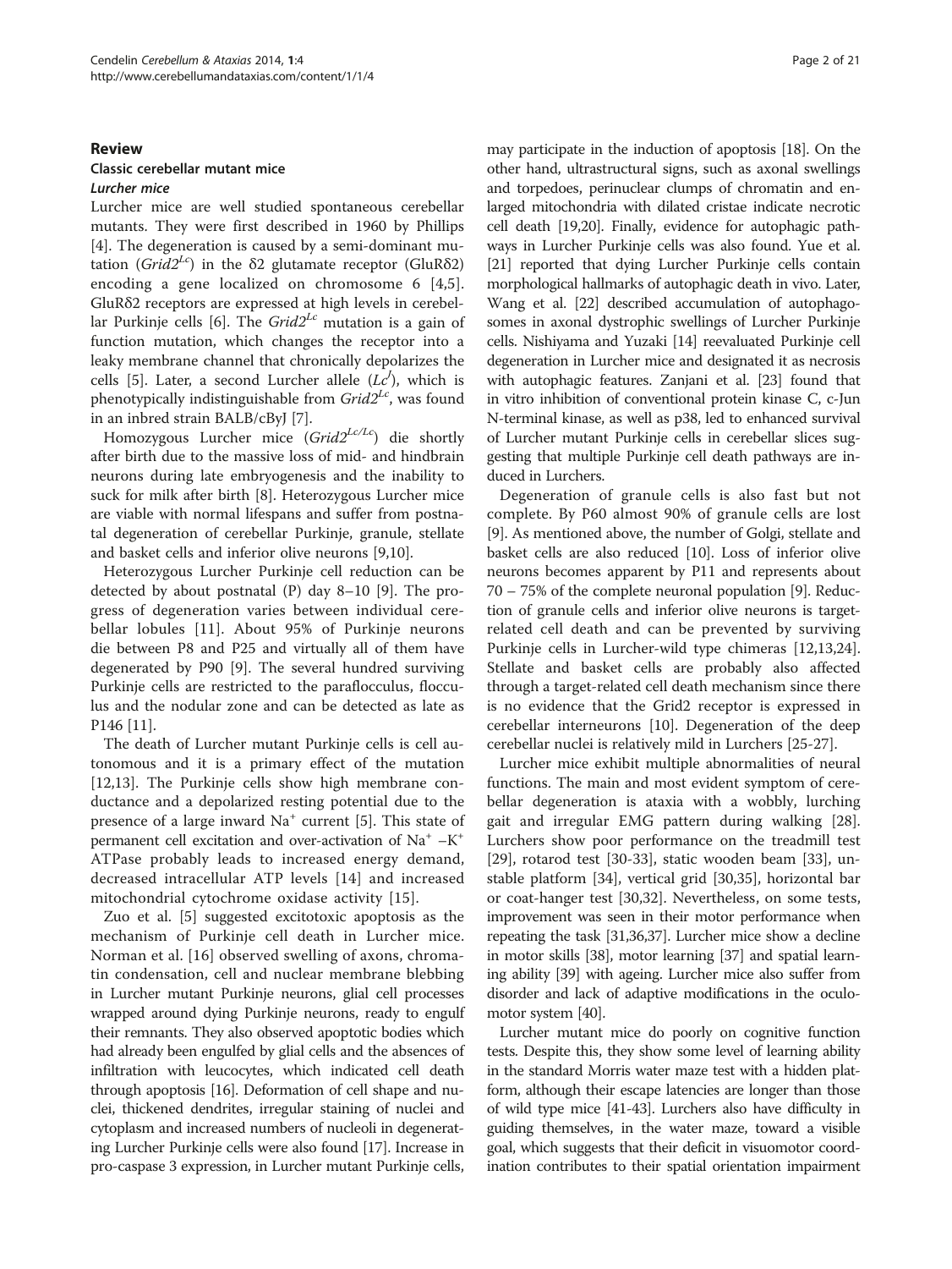## Review

### Classic cerebellar mutant mice

#### *Lurcher mice*

Lurcher mice are well studied spontaneous cerebellar mutants. They were first described in 1960 by Phillips [4]. The degeneration is caused by a semi-dominant mutation ($Grid2^{Lc}$) in the δ2 glutamate receptor (GluRδ2) encoding a gene localized on chromosome 6 [4,5]. GluRδ2 receptors are expressed at high levels in cerebellar Purkinje cells [6]. The $Grid2^{Lc}$ mutation is a gain of function mutation, which changes the receptor into a leaky membrane channel that chronically depolarizes the cells [5]. Later, a second Lurcher allele ($Lc^J$), which is phenotypically indistinguishable from $Grid2^{Lc}$, was found in an inbred strain BALB/cByJ [7].

Homozygous Lurcher mice ($Grid2^{Lc/Lc}$) die shortly after birth due to the massive loss of mid- and hindbrain neurons during late embryogenesis and the inability to suck for milk after birth [8]. Heterozygous Lurcher mice are viable with normal lifespans and suffer from postnatal degeneration of cerebellar Purkinje, granule, stellate and basket cells and inferior olive neurons [9,10].

Heterozygous Lurcher Purkinje cell reduction can be detected by about postnatal (P) day 8–10 [9]. The progress of degeneration varies between individual cerebellar lobules [11]. About 95% of Purkinje neurons die between P8 and P25 and virtually all of them have degenerated by P90 [9]. The several hundred surviving Purkinje cells are restricted to the paraflocculus, flocculus and the nodular zone and can be detected as late as P146 [11].

The death of Lurcher mutant Purkinje cells is cell autonomous and it is a primary effect of the mutation [12,13]. The Purkinje cells show high membrane conductance and a depolarized resting potential due to the presence of a large inward $Na^+$ current [5]. This state of permanent cell excitation and over-activation of $Na^+$ –$K^+$ ATPase probably leads to increased energy demand, decreased intracellular ATP levels [14] and increased mitochondrial cytochrome oxidase activity [15].

Zuo et al. [5] suggested excitotoxic apoptosis as the mechanism of Purkinje cell death in Lurcher mice. Norman et al. [16] observed swelling of axons, chromatin condensation, cell and nuclear membrane blebbing in Lurcher mutant Purkinje neurons, glial cell processes wrapped around dying Purkinje neurons, ready to engulf their remnants. They also observed apoptotic bodies which had already been engulfed by glial cells and the absences of infiltration with leucocytes, which indicated cell death through apoptosis [16]. Deformation of cell shape and nuclei, thickened dendrites, irregular staining of nuclei and cytoplasm and increased numbers of nucleoli in degenerating Lurcher Purkinje cells were also found [17]. Increase in pro-caspase 3 expression, in Lurcher mutant Purkinje cells, may participate in the induction of apoptosis [18]. On the other hand, ultrastructural signs, such as axonal swellings and torpedoes, perinuclear clumps of chromatin and enlarged mitochondria with dilated cristae indicate necrotic cell death [19,20]. Finally, evidence for autophagic pathways in Lurcher Purkinje cells was also found. Yue et al. [21] reported that dying Lurcher Purkinje cells contain morphological hallmarks of autophagic death in vivo. Later, Wang et al. [22] described accumulation of autophagosomes in axonal dystrophic swellings of Lurcher Purkinje cells. Nishiyama and Yuzaki [14] reevaluated Purkinje cell degeneration in Lurcher mice and designated it as necrosis with autophagic features. Zanjani et al. [23] found that in vitro inhibition of conventional protein kinase C, c-Jun N-terminal kinase, as well as p38, led to enhanced survival of Lurcher mutant Purkinje cells in cerebellar slices suggesting that multiple Purkinje cell death pathways are induced in Lurchers.

Degeneration of granule cells is also fast but not complete. By P60 almost 90% of granule cells are lost [9]. As mentioned above, the number of Golgi, stellate and basket cells are also reduced [10]. Loss of inferior olive neurons becomes apparent by P11 and represents about 70 – 75% of the complete neuronal population [9]. Reduction of granule cells and inferior olive neurons is target-related cell death and can be prevented by surviving Purkinje cells in Lurcher-wild type chimeras [12,13,24]. Stellate and basket cells are probably also affected through a target-related cell death mechanism since there is no evidence that the Grid2 receptor is expressed in cerebellar interneurons [10]. Degeneration of the deep cerebellar nuclei is relatively mild in Lurchers [25-27].

Lurcher mice exhibit multiple abnormalities of neural functions. The main and most evident symptom of cerebellar degeneration is ataxia with a wobbly, lurching gait and irregular EMG pattern during walking [28]. Lurchers show poor performance on the treadmill test [29], rotarod test [30-33], static wooden beam [33], unstable platform [34], vertical grid [30,35], horizontal bar or coat-hanger test [30,32]. Nevertheless, on some tests, improvement was seen in their motor performance when repeating the task [31,36,37]. Lurcher mice show a decline in motor skills [38], motor learning [37] and spatial learning ability [39] with ageing. Lurcher mice also suffer from disorder and lack of adaptive modifications in the oculomotor system [40].

Lurcher mutant mice do poorly on cognitive function tests. Despite this, they show some level of learning ability in the standard Morris water maze test with a hidden platform, although their escape latencies are longer than those of wild type mice [41-43]. Lurchers also have difficulty in guiding themselves, in the water maze, toward a visible goal, which suggests that their deficit in visuomotor coordination contributes to their spatial orientation impairment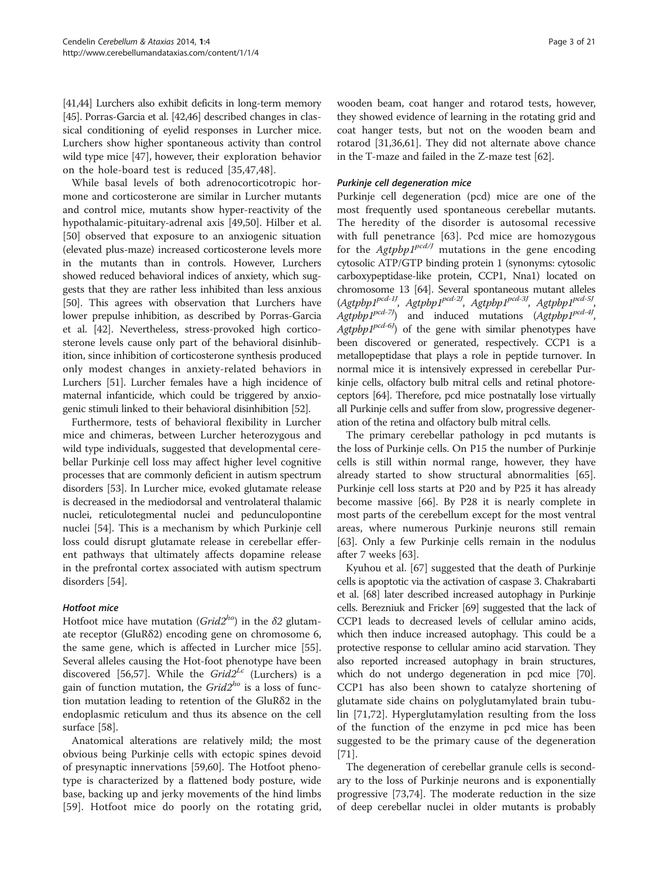[41,44] Lurchers also exhibit deficits in long-term memory [45]. Porras-Garcia et al. [42,46] described changes in classical conditioning of eyelid responses in Lurcher mice. Lurchers show higher spontaneous activity than control wild type mice [47], however, their exploration behavior on the hole-board test is reduced [35,47,48].

While basal levels of both adrenocorticotropic hormone and corticosterone are similar in Lurcher mutants and control mice, mutants show hyper-reactivity of the hypothalamic-pituitary-adrenal axis [49,50]. Hilber et al. [50] observed that exposure to an anxiogenic situation (elevated plus-maze) increased corticosterone levels more in the mutants than in controls. However, Lurchers showed reduced behavioral indices of anxiety, which suggests that they are rather less inhibited than less anxious [50]. This agrees with observation that Lurchers have lower prepulse inhibition, as described by Porras-Garcia et al. [42]. Nevertheless, stress-provoked high corticosterone levels cause only part of the behavioral disinhibition, since inhibition of corticosterone synthesis produced only modest changes in anxiety-related behaviors in Lurchers [51]. Lurcher females have a high incidence of maternal infanticide, which could be triggered by anxiogenic stimuli linked to their behavioral disinhibition [52].

Furthermore, tests of behavioral flexibility in Lurcher mice and chimeras, between Lurcher heterozygous and wild type individuals, suggested that developmental cerebellar Purkinje cell loss may affect higher level cognitive processes that are commonly deficient in autism spectrum disorders [53]. In Lurcher mice, evoked glutamate release is decreased in the mediodorsal and ventrolateral thalamic nuclei, reticulotegmental nuclei and pedunculopontine nuclei [54]. This is a mechanism by which Purkinje cell loss could disrupt glutamate release in cerebellar efferent pathways that ultimately affects dopamine release in the prefrontal cortex associated with autism spectrum disorders [54].

#### Hotfoot mice

Hotfoot mice have mutation ($Grid2^{ho}$) in the $\delta 2$ glutamate receptor (GluR$\delta$2) encoding gene on chromosome 6, the same gene, which is affected in Lurcher mice [55]. Several alleles causing the Hot-foot phenotype have been discovered [56,57]. While the $Grid2^{Lc}$ (Lurchers) is a gain of function mutation, the $Grid2^{ho}$ is a loss of function mutation leading to retention of the GluR$\delta$2 in the endoplasmic reticulum and thus its absence on the cell surface [58].

Anatomical alterations are relatively mild; the most obvious being Purkinje cells with ectopic spines devoid of presynaptic innervations [59,60]. The Hotfoot phenotype is characterized by a flattened body posture, wide base, backing up and jerky movements of the hind limbs [59]. Hotfoot mice do poorly on the rotating grid, wooden beam, coat hanger and rotarod tests, however, they showed evidence of learning in the rotating grid and coat hanger tests, but not on the wooden beam and rotarod [31,36,61]. They did not alternate above chance in the T-maze and failed in the Z-maze test [62].

#### Purkinje cell degeneration mice

Purkinje cell degeneration (pcd) mice are one of the most frequently used spontaneous cerebellar mutants. The heredity of the disorder is autosomal recessive with full penetrance [63]. Pcd mice are homozygous for the $Agtpbp1^{pcd/J}$ mutations in the gene encoding cytosolic ATP/GTP binding protein 1 (synonyms: cytosolic carboxypeptidase-like protein, CCP1, Nna1) located on chromosome 13 [64]. Several spontaneous mutant alleles ($Agtpbp1^{pcd\text{-}1J}$, $Agtpbp1^{pcd\text{-}2J}$, $Agtpbp1^{pcd\text{-}3J}$, $Agtpbp1^{pcd\text{-}5J}$, $Agtpbp1^{pcd\text{-}7J}$) and induced mutations ($Agtpbp1^{pcd\text{-}4J}$, $Agtpbp1^{pcd\text{-}6J}$) of the gene with similar phenotypes have been discovered or generated, respectively. CCP1 is a metallopeptidase that plays a role in peptide turnover. In normal mice it is intensively expressed in cerebellar Purkinje cells, olfactory bulb mitral cells and retinal photoreceptors [64]. Therefore, pcd mice postnatally lose virtually all Purkinje cells and suffer from slow, progressive degeneration of the retina and olfactory bulb mitral cells.

The primary cerebellar pathology in pcd mutants is the loss of Purkinje cells. On P15 the number of Purkinje cells is still within normal range, however, they have already started to show structural abnormalities [65]. Purkinje cell loss starts at P20 and by P25 it has already become massive [66]. By P28 it is nearly complete in most parts of the cerebellum except for the most ventral areas, where numerous Purkinje neurons still remain [63]. Only a few Purkinje cells remain in the nodulus after 7 weeks [63].

Kyuhou et al. [67] suggested that the death of Purkinje cells is apoptotic via the activation of caspase 3. Chakrabarti et al. [68] later described increased autophagy in Purkinje cells. Berezniuk and Fricker [69] suggested that the lack of CCP1 leads to decreased levels of cellular amino acids, which then induce increased autophagy. This could be a protective response to cellular amino acid starvation. They also reported increased autophagy in brain structures, which do not undergo degeneration in pcd mice [70]. CCP1 has also been shown to catalyze shortening of glutamate side chains on polyglutamylated brain tubulin [71,72]. Hyperglutamylation resulting from the loss of the function of the enzyme in pcd mice has been suggested to be the primary cause of the degeneration [71].

The degeneration of cerebellar granule cells is secondary to the loss of Purkinje neurons and is exponentially progressive [73,74]. The moderate reduction in the size of deep cerebellar nuclei in older mutants is probably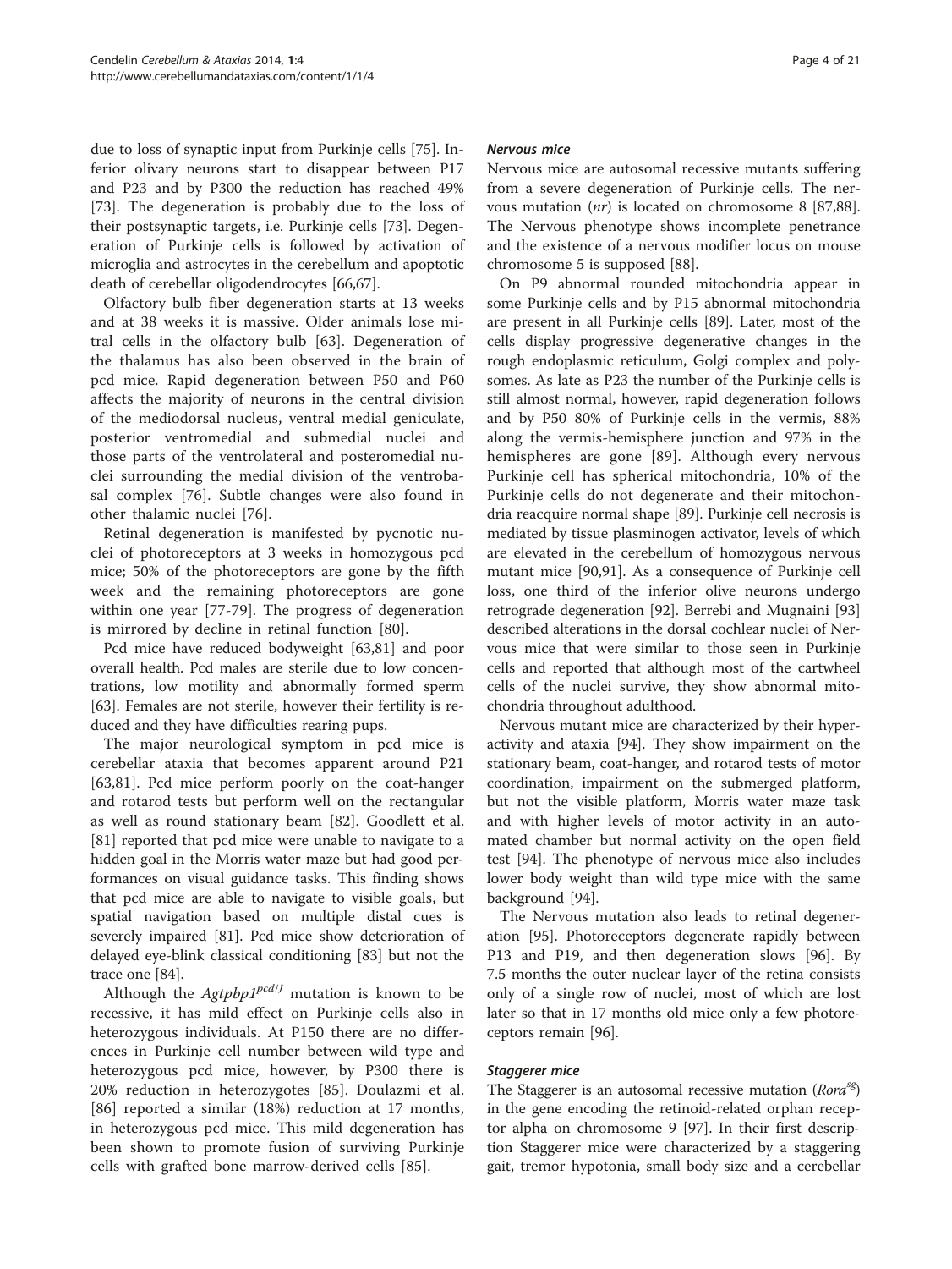due to loss of synaptic input from Purkinje cells [75]. Inferior olivary neurons start to disappear between P17 and P23 and by P300 the reduction has reached 49% [73]. The degeneration is probably due to the loss of their postsynaptic targets, i.e. Purkinje cells [73]. Degeneration of Purkinje cells is followed by activation of microglia and astrocytes in the cerebellum and apoptotic death of cerebellar oligodendrocytes [66,67].

Olfactory bulb fiber degeneration starts at 13 weeks and at 38 weeks it is massive. Older animals lose mitral cells in the olfactory bulb [63]. Degeneration of the thalamus has also been observed in the brain of pcd mice. Rapid degeneration between P50 and P60 affects the majority of neurons in the central division of the mediodorsal nucleus, ventral medial geniculate, posterior ventromedial and submedial nuclei and those parts of the ventrolateral and posteromedial nuclei surrounding the medial division of the ventrobasal complex [76]. Subtle changes were also found in other thalamic nuclei [76].

Retinal degeneration is manifested by pycnotic nuclei of photoreceptors at 3 weeks in homozygous pcd mice; 50% of the photoreceptors are gone by the fifth week and the remaining photoreceptors are gone within one year [77-79]. The progress of degeneration is mirrored by decline in retinal function [80].

Pcd mice have reduced bodyweight [63,81] and poor overall health. Pcd males are sterile due to low concentrations, low motility and abnormally formed sperm [63]. Females are not sterile, however their fertility is reduced and they have difficulties rearing pups.

The major neurological symptom in pcd mice is cerebellar ataxia that becomes apparent around P21 [63,81]. Pcd mice perform poorly on the coat-hanger and rotarod tests but perform well on the rectangular as well as round stationary beam [82]. Goodlett et al. [81] reported that pcd mice were unable to navigate to a hidden goal in the Morris water maze but had good performances on visual guidance tasks. This finding shows that pcd mice are able to navigate to visible goals, but spatial navigation based on multiple distal cues is severely impaired [81]. Pcd mice show deterioration of delayed eye-blink classical conditioning [83] but not the trace one [84].

Although the *Agtpbp1*$^{pcd/J}$ mutation is known to be recessive, it has mild effect on Purkinje cells also in heterozygous individuals. At P150 there are no differences in Purkinje cell number between wild type and heterozygous pcd mice, however, by P300 there is 20% reduction in heterozygotes [85]. Doulazmi et al. [86] reported a similar (18%) reduction at 17 months, in heterozygous pcd mice. This mild degeneration has been shown to promote fusion of surviving Purkinje cells with grafted bone marrow-derived cells [85].

#### Nervous mice

Nervous mice are autosomal recessive mutants suffering from a severe degeneration of Purkinje cells. The nervous mutation (*nr*) is located on chromosome 8 [87,88]. The Nervous phenotype shows incomplete penetrance and the existence of a nervous modifier locus on mouse chromosome 5 is supposed [88].

On P9 abnormal rounded mitochondria appear in some Purkinje cells and by P15 abnormal mitochondria are present in all Purkinje cells [89]. Later, most of the cells display progressive degenerative changes in the rough endoplasmic reticulum, Golgi complex and polysomes. As late as P23 the number of the Purkinje cells is still almost normal, however, rapid degeneration follows and by P50 80% of Purkinje cells in the vermis, 88% along the vermis-hemisphere junction and 97% in the hemispheres are gone [89]. Although every nervous Purkinje cell has spherical mitochondria, 10% of the Purkinje cells do not degenerate and their mitochondria reacquire normal shape [89]. Purkinje cell necrosis is mediated by tissue plasminogen activator, levels of which are elevated in the cerebellum of homozygous nervous mutant mice [90,91]. As a consequence of Purkinje cell loss, one third of the inferior olive neurons undergo retrograde degeneration [92]. Berrebi and Mugnaini [93] described alterations in the dorsal cochlear nuclei of Nervous mice that were similar to those seen in Purkinje cells and reported that although most of the cartwheel cells of the nuclei survive, they show abnormal mitochondria throughout adulthood.

Nervous mutant mice are characterized by their hyperactivity and ataxia [94]. They show impairment on the stationary beam, coat-hanger, and rotarod tests of motor coordination, impairment on the submerged platform, but not the visible platform, Morris water maze task and with higher levels of motor activity in an automated chamber but normal activity on the open field test [94]. The phenotype of nervous mice also includes lower body weight than wild type mice with the same background [94].

The Nervous mutation also leads to retinal degeneration [95]. Photoreceptors degenerate rapidly between P13 and P19, and then degeneration slows [96]. By 7.5 months the outer nuclear layer of the retina consists only of a single row of nuclei, most of which are lost later so that in 17 months old mice only a few photoreceptors remain [96].

#### Staggerer mice

The Staggerer is an autosomal recessive mutation (*Rora*$^{sg}$) in the gene encoding the retinoid-related orphan receptor alpha on chromosome 9 [97]. In their first description Staggerer mice were characterized by a staggering gait, tremor hypotonia, small body size and a cerebellar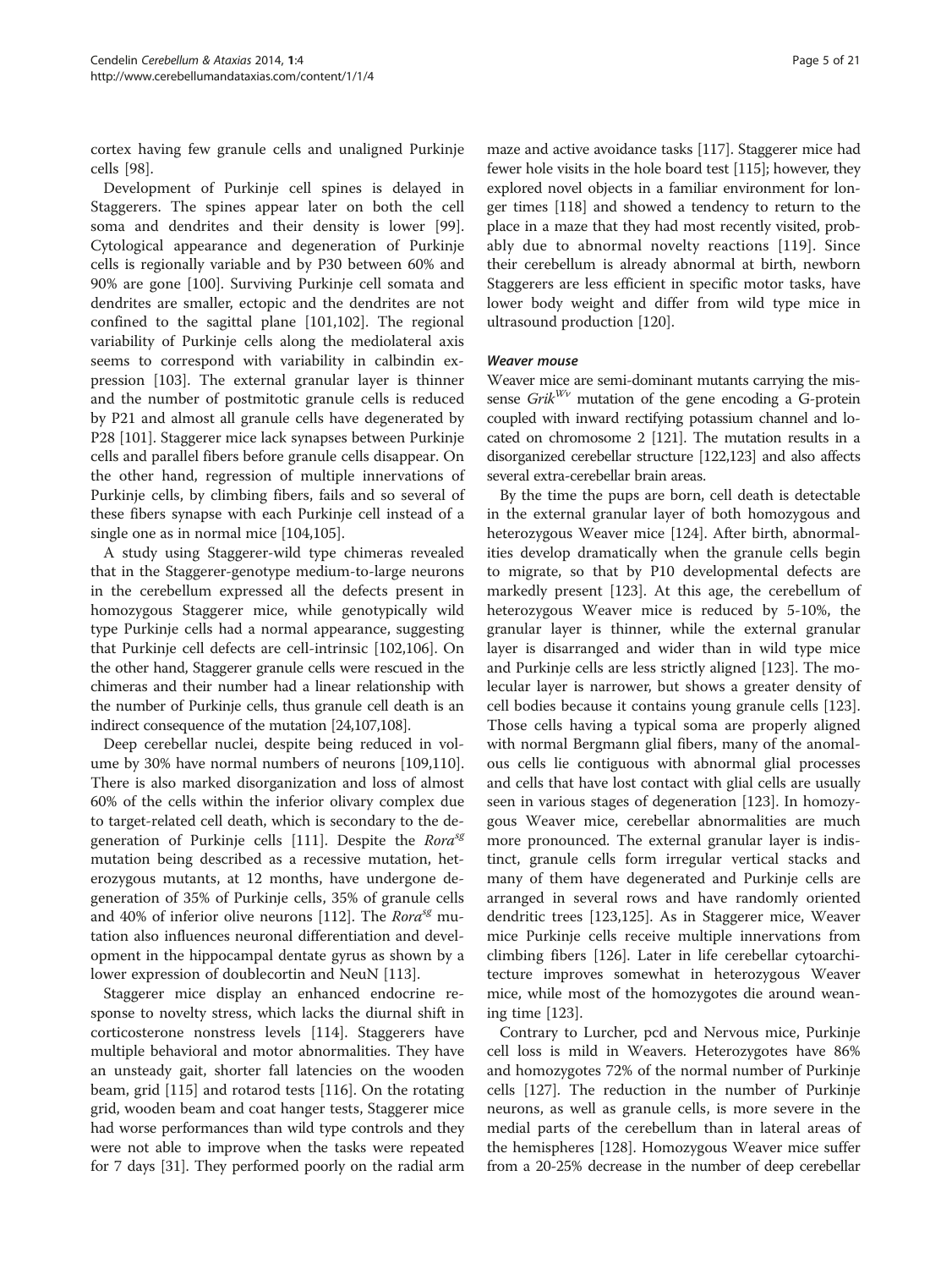cortex having few granule cells and unaligned Purkinje cells [98].

Development of Purkinje cell spines is delayed in Staggerers. The spines appear later on both the cell soma and dendrites and their density is lower [99]. Cytological appearance and degeneration of Purkinje cells is regionally variable and by P30 between 60% and 90% are gone [100]. Surviving Purkinje cell somata and dendrites are smaller, ectopic and the dendrites are not confined to the sagittal plane [101,102]. The regional variability of Purkinje cells along the mediolateral axis seems to correspond with variability in calbindin expression [103]. The external granular layer is thinner and the number of postmitotic granule cells is reduced by P21 and almost all granule cells have degenerated by P28 [101]. Staggerer mice lack synapses between Purkinje cells and parallel fibers before granule cells disappear. On the other hand, regression of multiple innervations of Purkinje cells, by climbing fibers, fails and so several of these fibers synapse with each Purkinje cell instead of a single one as in normal mice [104,105].

A study using Staggerer-wild type chimeras revealed that in the Staggerer-genotype medium-to-large neurons in the cerebellum expressed all the defects present in homozygous Staggerer mice, while genotypically wild type Purkinje cells had a normal appearance, suggesting that Purkinje cell defects are cell-intrinsic [102,106]. On the other hand, Staggerer granule cells were rescued in the chimeras and their number had a linear relationship with the number of Purkinje cells, thus granule cell death is an indirect consequence of the mutation [24,107,108].

Deep cerebellar nuclei, despite being reduced in volume by 30% have normal numbers of neurons [109,110]. There is also marked disorganization and loss of almost 60% of the cells within the inferior olivary complex due to target-related cell death, which is secondary to the degeneration of Purkinje cells [111]. Despite the *Rora*$^{sg}$ mutation being described as a recessive mutation, heterozygous mutants, at 12 months, have undergone degeneration of 35% of Purkinje cells, 35% of granule cells and 40% of inferior olive neurons [112]. The *Rora*$^{sg}$ mutation also influences neuronal differentiation and development in the hippocampal dentate gyrus as shown by a lower expression of doublecortin and NeuN [113].

Staggerer mice display an enhanced endocrine response to novelty stress, which lacks the diurnal shift in corticosterone nonstress levels [114]. Staggerers have multiple behavioral and motor abnormalities. They have an unsteady gait, shorter fall latencies on the wooden beam, grid [115] and rotarod tests [116]. On the rotating grid, wooden beam and coat hanger tests, Staggerer mice had worse performances than wild type controls and they were not able to improve when the tasks were repeated for 7 days [31]. They performed poorly on the radial arm maze and active avoidance tasks [117]. Staggerer mice had fewer hole visits in the hole board test [115]; however, they explored novel objects in a familiar environment for longer times [118] and showed a tendency to return to the place in a maze that they had most recently visited, probably due to abnormal novelty reactions [119]. Since their cerebellum is already abnormal at birth, newborn Staggerers are less efficient in specific motor tasks, have lower body weight and differ from wild type mice in ultrasound production [120].

#### *Weaver mouse*

Weaver mice are semi-dominant mutants carrying the missense *Grik*$^{Wv}$ mutation of the gene encoding a G-protein coupled with inward rectifying potassium channel and located on chromosome 2 [121]. The mutation results in a disorganized cerebellar structure [122,123] and also affects several extra-cerebellar brain areas.

By the time the pups are born, cell death is detectable in the external granular layer of both homozygous and heterozygous Weaver mice [124]. After birth, abnormalities develop dramatically when the granule cells begin to migrate, so that by P10 developmental defects are markedly present [123]. At this age, the cerebellum of heterozygous Weaver mice is reduced by 5-10%, the granular layer is thinner, while the external granular layer is disarranged and wider than in wild type mice and Purkinje cells are less strictly aligned [123]. The molecular layer is narrower, but shows a greater density of cell bodies because it contains young granule cells [123]. Those cells having a typical soma are properly aligned with normal Bergmann glial fibers, many of the anomalous cells lie contiguous with abnormal glial processes and cells that have lost contact with glial cells are usually seen in various stages of degeneration [123]. In homozygous Weaver mice, cerebellar abnormalities are much more pronounced. The external granular layer is indistinct, granule cells form irregular vertical stacks and many of them have degenerated and Purkinje cells are arranged in several rows and have randomly oriented dendritic trees [123,125]. As in Staggerer mice, Weaver mice Purkinje cells receive multiple innervations from climbing fibers [126]. Later in life cerebellar cytoarchitecture improves somewhat in heterozygous Weaver mice, while most of the homozygotes die around weaning time [123].

Contrary to Lurcher, pcd and Nervous mice, Purkinje cell loss is mild in Weavers. Heterozygotes have 86% and homozygotes 72% of the normal number of Purkinje cells [127]. The reduction in the number of Purkinje neurons, as well as granule cells, is more severe in the medial parts of the cerebellum than in lateral areas of the hemispheres [128]. Homozygous Weaver mice suffer from a 20-25% decrease in the number of deep cerebellar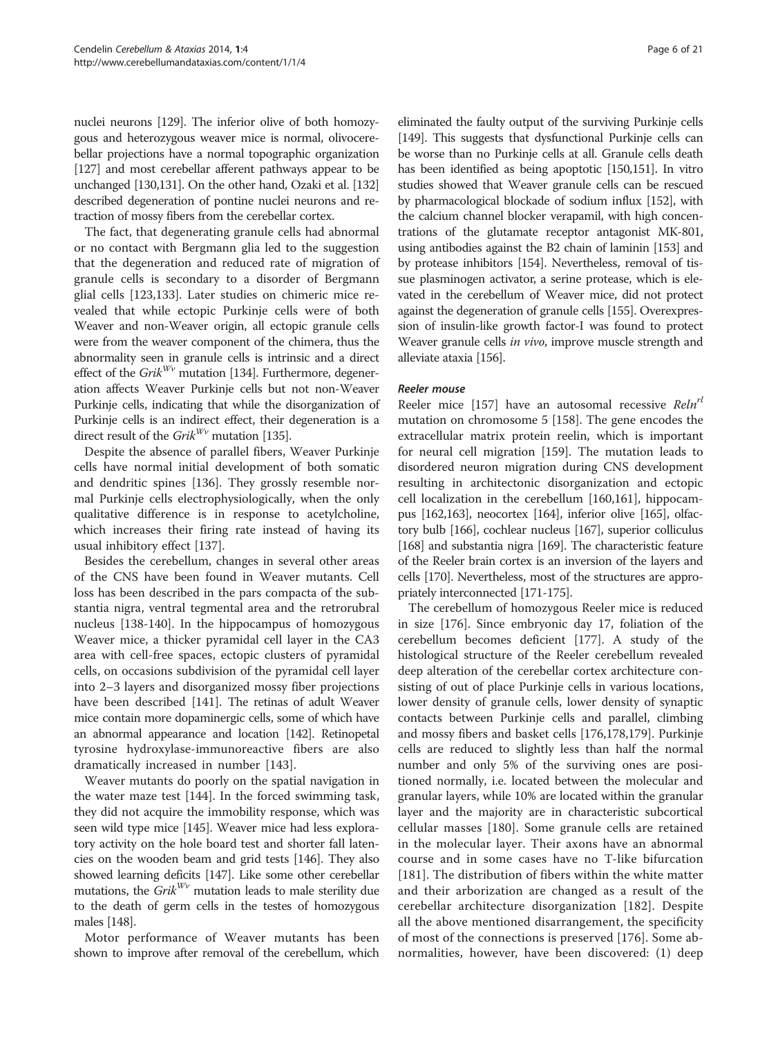nuclei neurons [129]. The inferior olive of both homozygous and heterozygous weaver mice is normal, olivocerebellar projections have a normal topographic organization [127] and most cerebellar afferent pathways appear to be unchanged [130,131]. On the other hand, Ozaki et al. [132] described degeneration of pontine nuclei neurons and retraction of mossy fibers from the cerebellar cortex.

The fact, that degenerating granule cells had abnormal or no contact with Bergmann glia led to the suggestion that the degeneration and reduced rate of migration of granule cells is secondary to a disorder of Bergmann glial cells [123,133]. Later studies on chimeric mice revealed that while ectopic Purkinje cells were of both Weaver and non-Weaver origin, all ectopic granule cells were from the weaver component of the chimera, thus the abnormality seen in granule cells is intrinsic and a direct effect of the $Grik^{Wv}$ mutation [134]. Furthermore, degeneration affects Weaver Purkinje cells but not non-Weaver Purkinje cells, indicating that while the disorganization of Purkinje cells is an indirect effect, their degeneration is a direct result of the $Grik^{Wv}$ mutation [135].

Despite the absence of parallel fibers, Weaver Purkinje cells have normal initial development of both somatic and dendritic spines [136]. They grossly resemble normal Purkinje cells electrophysiologically, when the only qualitative difference is in response to acetylcholine, which increases their firing rate instead of having its usual inhibitory effect [137].

Besides the cerebellum, changes in several other areas of the CNS have been found in Weaver mutants. Cell loss has been described in the pars compacta of the substantia nigra, ventral tegmental area and the retrorubral nucleus [138-140]. In the hippocampus of homozygous Weaver mice, a thicker pyramidal cell layer in the CA3 area with cell-free spaces, ectopic clusters of pyramidal cells, on occasions subdivision of the pyramidal cell layer into 2–3 layers and disorganized mossy fiber projections have been described [141]. The retinas of adult Weaver mice contain more dopaminergic cells, some of which have an abnormal appearance and location [142]. Retinopetal tyrosine hydroxylase-immunoreactive fibers are also dramatically increased in number [143].

Weaver mutants do poorly on the spatial navigation in the water maze test [144]. In the forced swimming task, they did not acquire the immobility response, which was seen wild type mice [145]. Weaver mice had less exploratory activity on the hole board test and shorter fall latencies on the wooden beam and grid tests [146]. They also showed learning deficits [147]. Like some other cerebellar mutations, the $Grik^{Wv}$ mutation leads to male sterility due to the death of germ cells in the testes of homozygous males [148].

Motor performance of Weaver mutants has been shown to improve after removal of the cerebellum, which eliminated the faulty output of the surviving Purkinje cells [149]. This suggests that dysfunctional Purkinje cells can be worse than no Purkinje cells at all. Granule cells death has been identified as being apoptotic [150,151]. In vitro studies showed that Weaver granule cells can be rescued by pharmacological blockade of sodium influx [152], with the calcium channel blocker verapamil, with high concentrations of the glutamate receptor antagonist MK-801, using antibodies against the B2 chain of laminin [153] and by protease inhibitors [154]. Nevertheless, removal of tissue plasminogen activator, a serine protease, which is elevated in the cerebellum of Weaver mice, did not protect against the degeneration of granule cells [155]. Overexpression of insulin-like growth factor-I was found to protect Weaver granule cells *in vivo*, improve muscle strength and alleviate ataxia [156].

#### *Reeler mouse*

Reeler mice [157] have an autosomal recessive $Reln^{rl}$ mutation on chromosome 5 [158]. The gene encodes the extracellular matrix protein reelin, which is important for neural cell migration [159]. The mutation leads to disordered neuron migration during CNS development resulting in architectonic disorganization and ectopic cell localization in the cerebellum [160,161], hippocampus [162,163], neocortex [164], inferior olive [165], olfactory bulb [166], cochlear nucleus [167], superior colliculus [168] and substantia nigra [169]. The characteristic feature of the Reeler brain cortex is an inversion of the layers and cells [170]. Nevertheless, most of the structures are appropriately interconnected [171-175].

The cerebellum of homozygous Reeler mice is reduced in size [176]. Since embryonic day 17, foliation of the cerebellum becomes deficient [177]. A study of the histological structure of the Reeler cerebellum revealed deep alteration of the cerebellar cortex architecture consisting of out of place Purkinje cells in various locations, lower density of granule cells, lower density of synaptic contacts between Purkinje cells and parallel, climbing and mossy fibers and basket cells [176,178,179]. Purkinje cells are reduced to slightly less than half the normal number and only 5% of the surviving ones are positioned normally, i.e. located between the molecular and granular layers, while 10% are located within the granular layer and the majority are in characteristic subcortical cellular masses [180]. Some granule cells are retained in the molecular layer. Their axons have an abnormal course and in some cases have no T-like bifurcation [181]. The distribution of fibers within the white matter and their arborization are changed as a result of the cerebellar architecture disorganization [182]. Despite all the above mentioned disarrangement, the specificity of most of the connections is preserved [176]. Some abnormalities, however, have been discovered: (1) deep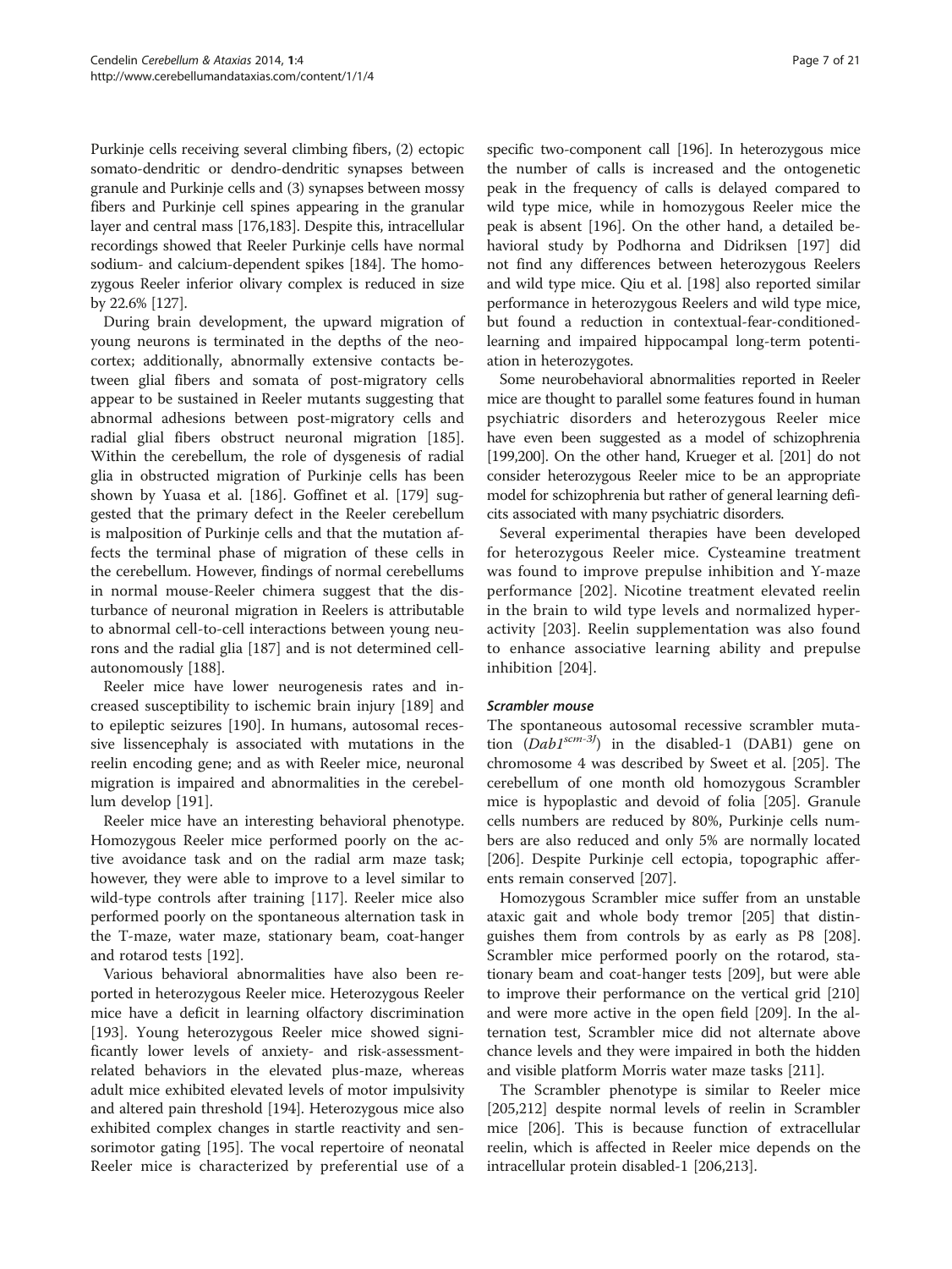Purkinje cells receiving several climbing fibers, (2) ectopic somato-dendritic or dendro-dendritic synapses between granule and Purkinje cells and (3) synapses between mossy fibers and Purkinje cell spines appearing in the granular layer and central mass [176,183]. Despite this, intracellular recordings showed that Reeler Purkinje cells have normal sodium- and calcium-dependent spikes [184]. The homozygous Reeler inferior olivary complex is reduced in size by 22.6% [127].

During brain development, the upward migration of young neurons is terminated in the depths of the neocortex; additionally, abnormally extensive contacts between glial fibers and somata of post-migratory cells appear to be sustained in Reeler mutants suggesting that abnormal adhesions between post-migratory cells and radial glial fibers obstruct neuronal migration [185]. Within the cerebellum, the role of dysgenesis of radial glia in obstructed migration of Purkinje cells has been shown by Yuasa et al. [186]. Goffinet et al. [179] suggested that the primary defect in the Reeler cerebellum is malposition of Purkinje cells and that the mutation affects the terminal phase of migration of these cells in the cerebellum. However, findings of normal cerebellums in normal mouse-Reeler chimera suggest that the disturbance of neuronal migration in Reelers is attributable to abnormal cell-to-cell interactions between young neurons and the radial glia [187] and is not determined cell-autonomously [188].

Reeler mice have lower neurogenesis rates and increased susceptibility to ischemic brain injury [189] and to epileptic seizures [190]. In humans, autosomal recessive lissencephaly is associated with mutations in the reelin encoding gene; and as with Reeler mice, neuronal migration is impaired and abnormalities in the cerebellum develop [191].

Reeler mice have an interesting behavioral phenotype. Homozygous Reeler mice performed poorly on the active avoidance task and on the radial arm maze task; however, they were able to improve to a level similar to wild-type controls after training [117]. Reeler mice also performed poorly on the spontaneous alternation task in the T-maze, water maze, stationary beam, coat-hanger and rotarod tests [192].

Various behavioral abnormalities have also been reported in heterozygous Reeler mice. Heterozygous Reeler mice have a deficit in learning olfactory discrimination [193]. Young heterozygous Reeler mice showed significantly lower levels of anxiety- and risk-assessment-related behaviors in the elevated plus-maze, whereas adult mice exhibited elevated levels of motor impulsivity and altered pain threshold [194]. Heterozygous mice also exhibited complex changes in startle reactivity and sensorimotor gating [195]. The vocal repertoire of neonatal Reeler mice is characterized by preferential use of a specific two-component call [196]. In heterozygous mice the number of calls is increased and the ontogenetic peak in the frequency of calls is delayed compared to wild type mice, while in homozygous Reeler mice the peak is absent [196]. On the other hand, a detailed behavioral study by Podhorna and Didriksen [197] did not find any differences between heterozygous Reelers and wild type mice. Qiu et al. [198] also reported similar performance in heterozygous Reelers and wild type mice, but found a reduction in contextual-fear-conditioned-learning and impaired hippocampal long-term potentiation in heterozygotes.

Some neurobehavioral abnormalities reported in Reeler mice are thought to parallel some features found in human psychiatric disorders and heterozygous Reeler mice have even been suggested as a model of schizophrenia [199,200]. On the other hand, Krueger et al. [201] do not consider heterozygous Reeler mice to be an appropriate model for schizophrenia but rather of general learning deficits associated with many psychiatric disorders.

Several experimental therapies have been developed for heterozygous Reeler mice. Cysteamine treatment was found to improve prepulse inhibition and Y-maze performance [202]. Nicotine treatment elevated reelin in the brain to wild type levels and normalized hyperactivity [203]. Reelin supplementation was also found to enhance associative learning ability and prepulse inhibition [204].

#### *Scrambler mouse*

The spontaneous autosomal recessive scrambler mutation ($Dab1^{scm\text{-}3J}$) in the disabled-1 (DAB1) gene on chromosome 4 was described by Sweet et al. [205]. The cerebellum of one month old homozygous Scrambler mice is hypoplastic and devoid of folia [205]. Granule cells numbers are reduced by 80%, Purkinje cells numbers are also reduced and only 5% are normally located [206]. Despite Purkinje cell ectopia, topographic afferents remain conserved [207].

Homozygous Scrambler mice suffer from an unstable ataxic gait and whole body tremor [205] that distinguishes them from controls by as early as P8 [208]. Scrambler mice performed poorly on the rotarod, stationary beam and coat-hanger tests [209], but were able to improve their performance on the vertical grid [210] and were more active in the open field [209]. In the alternation test, Scrambler mice did not alternate above chance levels and they were impaired in both the hidden and visible platform Morris water maze tasks [211].

The Scrambler phenotype is similar to Reeler mice [205,212] despite normal levels of reelin in Scrambler mice [206]. This is because function of extracellular reelin, which is affected in Reeler mice depends on the intracellular protein disabled-1 [206,213].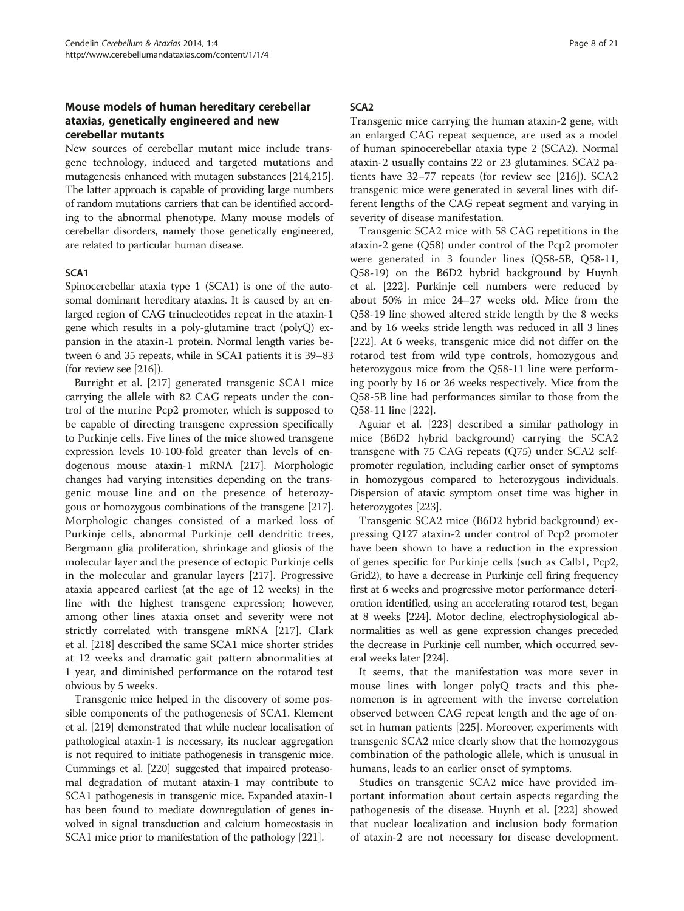## Mouse models of human hereditary cerebellar ataxias, genetically engineered and new cerebellar mutants

New sources of cerebellar mutant mice include transgene technology, induced and targeted mutations and mutagenesis enhanced with mutagen substances [214,215]. The latter approach is capable of providing large numbers of random mutations carriers that can be identified according to the abnormal phenotype. Many mouse models of cerebellar disorders, namely those genetically engineered, are related to particular human disease.

### SCA1

Spinocerebellar ataxia type 1 (SCA1) is one of the autosomal dominant hereditary ataxias. It is caused by an enlarged region of CAG trinucleotides repeat in the ataxin-1 gene which results in a poly-glutamine tract (polyQ) expansion in the ataxin-1 protein. Normal length varies between 6 and 35 repeats, while in SCA1 patients it is 39–83 (for review see [216]).

Burright et al. [217] generated transgenic SCA1 mice carrying the allele with 82 CAG repeats under the control of the murine Pcp2 promoter, which is supposed to be capable of directing transgene expression specifically to Purkinje cells. Five lines of the mice showed transgene expression levels 10-100-fold greater than levels of endogenous mouse ataxin-1 mRNA [217]. Morphologic changes had varying intensities depending on the transgenic mouse line and on the presence of heterozygous or homozygous combinations of the transgene [217]. Morphologic changes consisted of a marked loss of Purkinje cells, abnormal Purkinje cell dendritic trees, Bergmann glia proliferation, shrinkage and gliosis of the molecular layer and the presence of ectopic Purkinje cells in the molecular and granular layers [217]. Progressive ataxia appeared earliest (at the age of 12 weeks) in the line with the highest transgene expression; however, among other lines ataxia onset and severity were not strictly correlated with transgene mRNA [217]. Clark et al. [218] described the same SCA1 mice shorter strides at 12 weeks and dramatic gait pattern abnormalities at 1 year, and diminished performance on the rotarod test obvious by 5 weeks.

Transgenic mice helped in the discovery of some possible components of the pathogenesis of SCA1. Klement et al. [219] demonstrated that while nuclear localisation of pathological ataxin-1 is necessary, its nuclear aggregation is not required to initiate pathogenesis in transgenic mice. Cummings et al. [220] suggested that impaired proteasomal degradation of mutant ataxin-1 may contribute to SCA1 pathogenesis in transgenic mice. Expanded ataxin-1 has been found to mediate downregulation of genes involved in signal transduction and calcium homeostasis in SCA1 mice prior to manifestation of the pathology [221].

### SCA2

Transgenic mice carrying the human ataxin-2 gene, with an enlarged CAG repeat sequence, are used as a model of human spinocerebellar ataxia type 2 (SCA2). Normal ataxin-2 usually contains 22 or 23 glutamines. SCA2 patients have 32–77 repeats (for review see [216]). SCA2 transgenic mice were generated in several lines with different lengths of the CAG repeat segment and varying in severity of disease manifestation.

Transgenic SCA2 mice with 58 CAG repetitions in the ataxin-2 gene (Q58) under control of the Pcp2 promoter were generated in 3 founder lines (Q58-5B, Q58-11, Q58-19) on the B6D2 hybrid background by Huynh et al. [222]. Purkinje cell numbers were reduced by about 50% in mice 24–27 weeks old. Mice from the Q58-19 line showed altered stride length by the 8 weeks and by 16 weeks stride length was reduced in all 3 lines [222]. At 6 weeks, transgenic mice did not differ on the rotarod test from wild type controls, homozygous and heterozygous mice from the Q58-11 line were performing poorly by 16 or 26 weeks respectively. Mice from the Q58-5B line had performances similar to those from the Q58-11 line [222].

Aguiar et al. [223] described a similar pathology in mice (B6D2 hybrid background) carrying the SCA2 transgene with 75 CAG repeats (Q75) under SCA2 self-promoter regulation, including earlier onset of symptoms in homozygous compared to heterozygous individuals. Dispersion of ataxic symptom onset time was higher in heterozygotes [223].

Transgenic SCA2 mice (B6D2 hybrid background) expressing Q127 ataxin-2 under control of Pcp2 promoter have been shown to have a reduction in the expression of genes specific for Purkinje cells (such as Calb1, Pcp2, Grid2), to have a decrease in Purkinje cell firing frequency first at 6 weeks and progressive motor performance deterioration identified, using an accelerating rotarod test, began at 8 weeks [224]. Motor decline, electrophysiological abnormalities as well as gene expression changes preceded the decrease in Purkinje cell number, which occurred several weeks later [224].

It seems, that the manifestation was more sever in mouse lines with longer polyQ tracts and this phenomenon is in agreement with the inverse correlation observed between CAG repeat length and the age of onset in human patients [225]. Moreover, experiments with transgenic SCA2 mice clearly show that the homozygous combination of the pathologic allele, which is unusual in humans, leads to an earlier onset of symptoms.

Studies on transgenic SCA2 mice have provided important information about certain aspects regarding the pathogenesis of the disease. Huynh et al. [222] showed that nuclear localization and inclusion body formation of ataxin-2 are not necessary for disease development.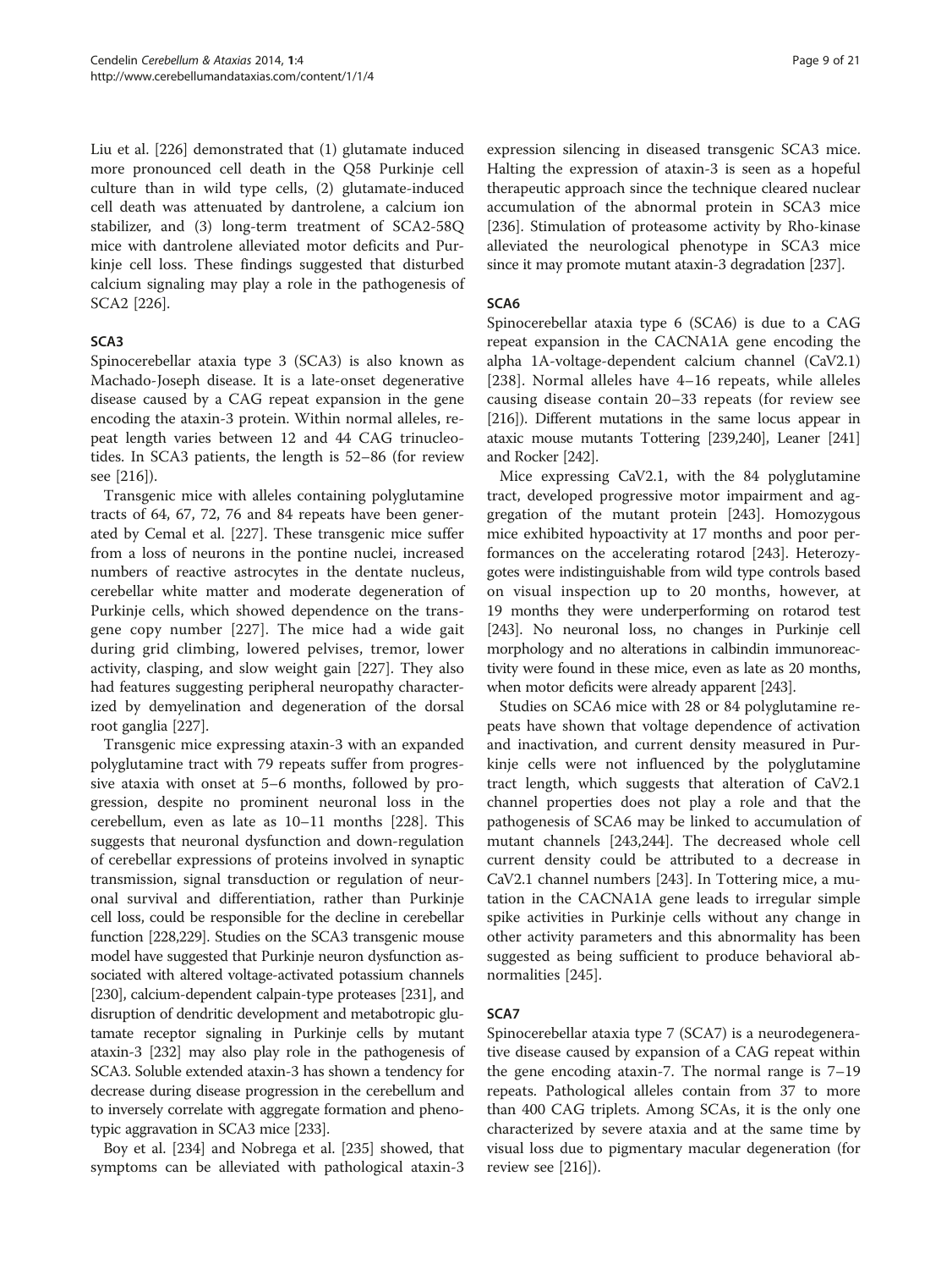Liu et al. [226] demonstrated that (1) glutamate induced more pronounced cell death in the Q58 Purkinje cell culture than in wild type cells, (2) glutamate-induced cell death was attenuated by dantrolene, a calcium ion stabilizer, and (3) long-term treatment of SCA2-58Q mice with dantrolene alleviated motor deficits and Purkinje cell loss. These findings suggested that disturbed calcium signaling may play a role in the pathogenesis of SCA2 [226].

### SCA3

Spinocerebellar ataxia type 3 (SCA3) is also known as Machado-Joseph disease. It is a late-onset degenerative disease caused by a CAG repeat expansion in the gene encoding the ataxin-3 protein. Within normal alleles, repeat length varies between 12 and 44 CAG trinucleotides. In SCA3 patients, the length is 52–86 (for review see [216]).

Transgenic mice with alleles containing polyglutamine tracts of 64, 67, 72, 76 and 84 repeats have been generated by Cemal et al. [227]. These transgenic mice suffer from a loss of neurons in the pontine nuclei, increased numbers of reactive astrocytes in the dentate nucleus, cerebellar white matter and moderate degeneration of Purkinje cells, which showed dependence on the transgene copy number [227]. The mice had a wide gait during grid climbing, lowered pelvises, tremor, lower activity, clasping, and slow weight gain [227]. They also had features suggesting peripheral neuropathy characterized by demyelination and degeneration of the dorsal root ganglia [227].

Transgenic mice expressing ataxin-3 with an expanded polyglutamine tract with 79 repeats suffer from progressive ataxia with onset at 5–6 months, followed by progression, despite no prominent neuronal loss in the cerebellum, even as late as 10–11 months [228]. This suggests that neuronal dysfunction and down-regulation of cerebellar expressions of proteins involved in synaptic transmission, signal transduction or regulation of neuronal survival and differentiation, rather than Purkinje cell loss, could be responsible for the decline in cerebellar function [228,229]. Studies on the SCA3 transgenic mouse model have suggested that Purkinje neuron dysfunction associated with altered voltage-activated potassium channels [230], calcium-dependent calpain-type proteases [231], and disruption of dendritic development and metabotropic glutamate receptor signaling in Purkinje cells by mutant ataxin-3 [232] may also play role in the pathogenesis of SCA3. Soluble extended ataxin-3 has shown a tendency for decrease during disease progression in the cerebellum and to inversely correlate with aggregate formation and phenotypic aggravation in SCA3 mice [233].

Boy et al. [234] and Nobrega et al. [235] showed, that symptoms can be alleviated with pathological ataxin-3 expression silencing in diseased transgenic SCA3 mice. Halting the expression of ataxin-3 is seen as a hopeful therapeutic approach since the technique cleared nuclear accumulation of the abnormal protein in SCA3 mice [236]. Stimulation of proteasome activity by Rho-kinase alleviated the neurological phenotype in SCA3 mice since it may promote mutant ataxin-3 degradation [237].

### SCA6

Spinocerebellar ataxia type 6 (SCA6) is due to a CAG repeat expansion in the CACNA1A gene encoding the alpha 1A-voltage-dependent calcium channel (CaV2.1) [238]. Normal alleles have 4–16 repeats, while alleles causing disease contain 20–33 repeats (for review see [216]). Different mutations in the same locus appear in ataxic mouse mutants Tottering [239,240], Leaner [241] and Rocker [242].

Mice expressing CaV2.1, with the 84 polyglutamine tract, developed progressive motor impairment and aggregation of the mutant protein [243]. Homozygous mice exhibited hypoactivity at 17 months and poor performances on the accelerating rotarod [243]. Heterozygotes were indistinguishable from wild type controls based on visual inspection up to 20 months, however, at 19 months they were underperforming on rotarod test [243]. No neuronal loss, no changes in Purkinje cell morphology and no alterations in calbindin immunoreactivity were found in these mice, even as late as 20 months, when motor deficits were already apparent [243].

Studies on SCA6 mice with 28 or 84 polyglutamine repeats have shown that voltage dependence of activation and inactivation, and current density measured in Purkinje cells were not influenced by the polyglutamine tract length, which suggests that alteration of CaV2.1 channel properties does not play a role and that the pathogenesis of SCA6 may be linked to accumulation of mutant channels [243,244]. The decreased whole cell current density could be attributed to a decrease in CaV2.1 channel numbers [243]. In Tottering mice, a mutation in the CACNA1A gene leads to irregular simple spike activities in Purkinje cells without any change in other activity parameters and this abnormality has been suggested as being sufficient to produce behavioral abnormalities [245].

### SCA7

Spinocerebellar ataxia type 7 (SCA7) is a neurodegenerative disease caused by expansion of a CAG repeat within the gene encoding ataxin-7. The normal range is 7–19 repeats. Pathological alleles contain from 37 to more than 400 CAG triplets. Among SCAs, it is the only one characterized by severe ataxia and at the same time by visual loss due to pigmentary macular degeneration (for review see [216]).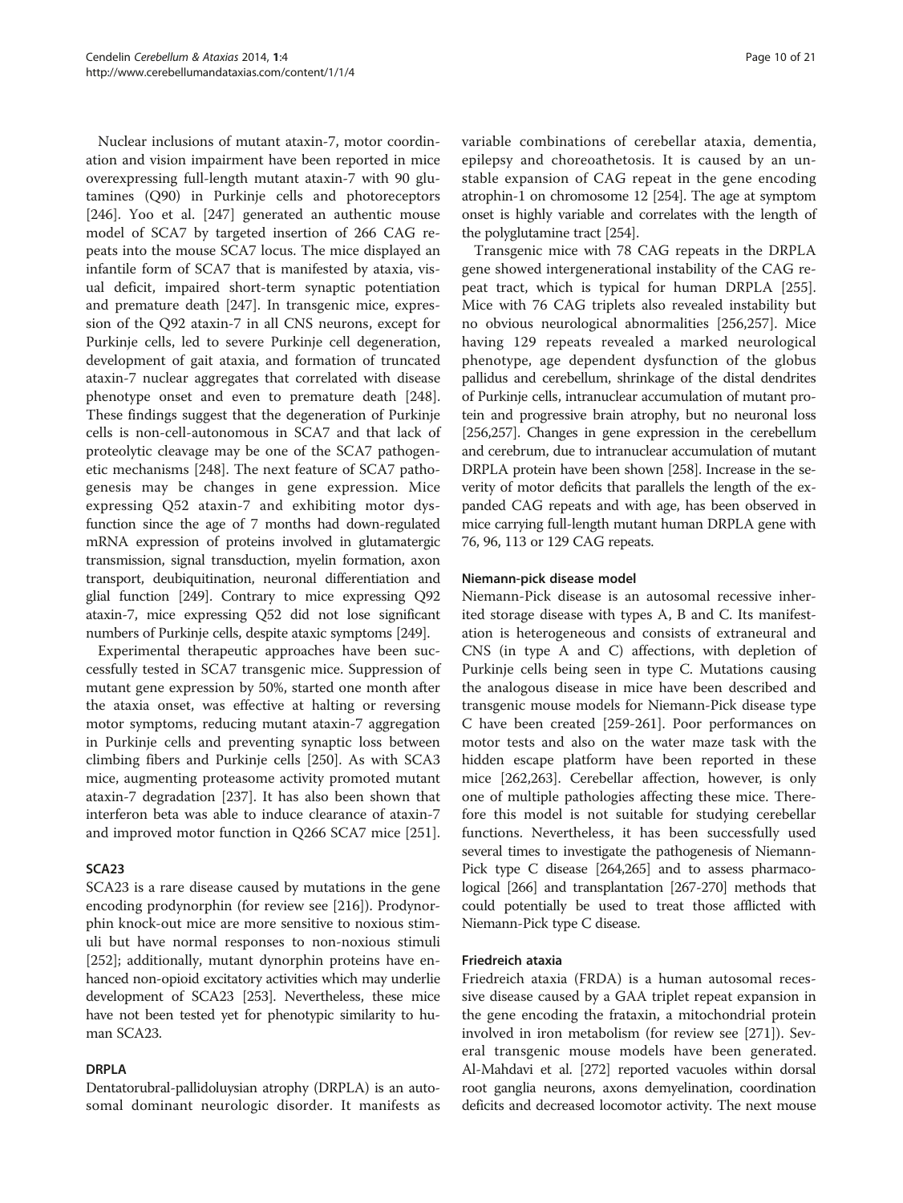Nuclear inclusions of mutant ataxin-7, motor coordination and vision impairment have been reported in mice overexpressing full-length mutant ataxin-7 with 90 glutamines (Q90) in Purkinje cells and photoreceptors [246]. Yoo et al. [247] generated an authentic mouse model of SCA7 by targeted insertion of 266 CAG repeats into the mouse SCA7 locus. The mice displayed an infantile form of SCA7 that is manifested by ataxia, visual deficit, impaired short-term synaptic potentiation and premature death [247]. In transgenic mice, expression of the Q92 ataxin-7 in all CNS neurons, except for Purkinje cells, led to severe Purkinje cell degeneration, development of gait ataxia, and formation of truncated ataxin-7 nuclear aggregates that correlated with disease phenotype onset and even to premature death [248]. These findings suggest that the degeneration of Purkinje cells is non-cell-autonomous in SCA7 and that lack of proteolytic cleavage may be one of the SCA7 pathogenetic mechanisms [248]. The next feature of SCA7 pathogenesis may be changes in gene expression. Mice expressing Q52 ataxin-7 and exhibiting motor dysfunction since the age of 7 months had down-regulated mRNA expression of proteins involved in glutamatergic transmission, signal transduction, myelin formation, axon transport, deubiquitination, neuronal differentiation and glial function [249]. Contrary to mice expressing Q92 ataxin-7, mice expressing Q52 did not lose significant numbers of Purkinje cells, despite ataxic symptoms [249].

Experimental therapeutic approaches have been successfully tested in SCA7 transgenic mice. Suppression of mutant gene expression by 50%, started one month after the ataxia onset, was effective at halting or reversing motor symptoms, reducing mutant ataxin-7 aggregation in Purkinje cells and preventing synaptic loss between climbing fibers and Purkinje cells [250]. As with SCA3 mice, augmenting proteasome activity promoted mutant ataxin-7 degradation [237]. It has also been shown that interferon beta was able to induce clearance of ataxin-7 and improved motor function in Q266 SCA7 mice [251].

#### SCA23

SCA23 is a rare disease caused by mutations in the gene encoding prodynorphin (for review see [216]). Prodynorphin knock-out mice are more sensitive to noxious stimuli but have normal responses to non-noxious stimuli [252]; additionally, mutant dynorphin proteins have enhanced non-opioid excitatory activities which may underlie development of SCA23 [253]. Nevertheless, these mice have not been tested yet for phenotypic similarity to human SCA23.

#### DRPLA

Dentatorubral-pallidoluysian atrophy (DRPLA) is an autosomal dominant neurologic disorder. It manifests as variable combinations of cerebellar ataxia, dementia, epilepsy and choreoathetosis. It is caused by an unstable expansion of CAG repeat in the gene encoding atrophin-1 on chromosome 12 [254]. The age at symptom onset is highly variable and correlates with the length of the polyglutamine tract [254].

Transgenic mice with 78 CAG repeats in the DRPLA gene showed intergenerational instability of the CAG repeat tract, which is typical for human DRPLA [255]. Mice with 76 CAG triplets also revealed instability but no obvious neurological abnormalities [256,257]. Mice having 129 repeats revealed a marked neurological phenotype, age dependent dysfunction of the globus pallidus and cerebellum, shrinkage of the distal dendrites of Purkinje cells, intranuclear accumulation of mutant protein and progressive brain atrophy, but no neuronal loss [256,257]. Changes in gene expression in the cerebellum and cerebrum, due to intranuclear accumulation of mutant DRPLA protein have been shown [258]. Increase in the severity of motor deficits that parallels the length of the expanded CAG repeats and with age, has been observed in mice carrying full-length mutant human DRPLA gene with 76, 96, 113 or 129 CAG repeats.

#### Niemann-pick disease model

Niemann-Pick disease is an autosomal recessive inherited storage disease with types A, B and C. Its manifestation is heterogeneous and consists of extraneural and CNS (in type A and C) affections, with depletion of Purkinje cells being seen in type C. Mutations causing the analogous disease in mice have been described and transgenic mouse models for Niemann-Pick disease type C have been created [259-261]. Poor performances on motor tests and also on the water maze task with the hidden escape platform have been reported in these mice [262,263]. Cerebellar affection, however, is only one of multiple pathologies affecting these mice. Therefore this model is not suitable for studying cerebellar functions. Nevertheless, it has been successfully used several times to investigate the pathogenesis of Niemann-Pick type C disease [264,265] and to assess pharmacological [266] and transplantation [267-270] methods that could potentially be used to treat those afflicted with Niemann-Pick type C disease.

#### Friedreich ataxia

Friedreich ataxia (FRDA) is a human autosomal recessive disease caused by a GAA triplet repeat expansion in the gene encoding the frataxin, a mitochondrial protein involved in iron metabolism (for review see [271]). Several transgenic mouse models have been generated. Al-Mahdavi et al. [272] reported vacuoles within dorsal root ganglia neurons, axons demyelination, coordination deficits and decreased locomotor activity. The next mouse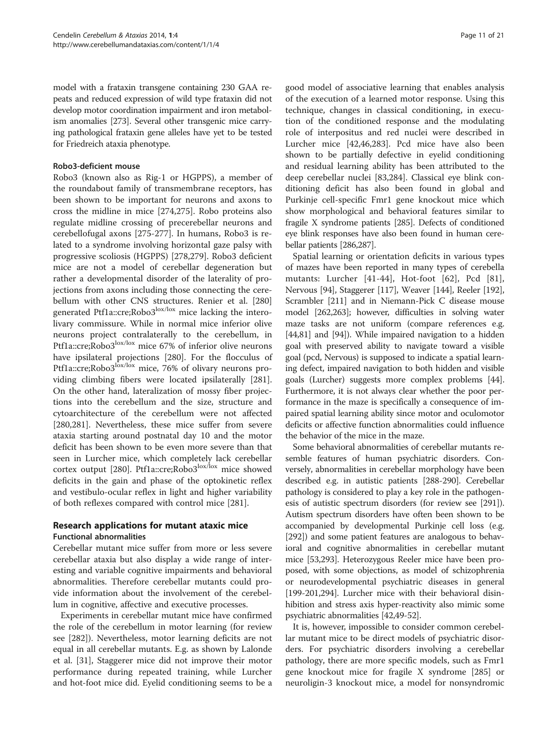model with a frataxin transgene containing 230 GAA repeats and reduced expression of wild type frataxin did not develop motor coordination impairment and iron metabolism anomalies [273]. Several other transgenic mice carrying pathological frataxin gene alleles have yet to be tested for Friedreich ataxia phenotype.

#### Robo3-deficient mouse

Robo3 (known also as Rig-1 or HGPPS), a member of the roundabout family of transmembrane receptors, has been shown to be important for neurons and axons to cross the midline in mice [274,275]. Robo proteins also regulate midline crossing of precerebellar neurons and cerebellofugal axons [275-277]. In humans, Robo3 is related to a syndrome involving horizontal gaze palsy with progressive scoliosis (HGPPS) [278,279]. Robo3 deficient mice are not a model of cerebellar degeneration but rather a developmental disorder of the laterality of projections from axons including those connecting the cerebellum with other CNS structures. Renier et al. [280] generated Ptf1a::cre;Robo3$^{lox/lox}$ mice lacking the interolivary commissure. While in normal mice inferior olive neurons project contralaterally to the cerebellum, in Ptf1a::cre;Robo3$^{lox/lox}$ mice 67% of inferior olive neurons have ipsilateral projections [280]. For the flocculus of Ptf1a::cre;Robo3$^{lox/lox}$ mice, 76% of olivary neurons providing climbing fibers were located ipsilaterally [281]. On the other hand, lateralization of mossy fiber projections into the cerebellum and the size, structure and cytoarchitecture of the cerebellum were not affected [280,281]. Nevertheless, these mice suffer from severe ataxia starting around postnatal day 10 and the motor deficit has been shown to be even more severe than that seen in Lurcher mice, which completely lack cerebellar cortex output [280]. Ptf1a::cre;Robo3$^{lox/lox}$ mice showed deficits in the gain and phase of the optokinetic reflex and vestibulo-ocular reflex in light and higher variability of both reflexes compared with control mice [281].

## Research applications for mutant ataxic mice

### Functional abnormalities

Cerebellar mutant mice suffer from more or less severe cerebellar ataxia but also display a wide range of interesting and variable cognitive impairments and behavioral abnormalities. Therefore cerebellar mutants could provide information about the involvement of the cerebellum in cognitive, affective and executive processes.

Experiments in cerebellar mutant mice have confirmed the role of the cerebellum in motor learning (for review see [282]). Nevertheless, motor learning deficits are not equal in all cerebellar mutants. E.g. as shown by Lalonde et al. [31], Staggerer mice did not improve their motor performance during repeated training, while Lurcher and hot-foot mice did. Eyelid conditioning seems to be a good model of associative learning that enables analysis of the execution of a learned motor response. Using this technique, changes in classical conditioning, in execution of the conditioned response and the modulating role of interpositus and red nuclei were described in Lurcher mice [42,46,283]. Pcd mice have also been shown to be partially defective in eyelid conditioning and residual learning ability has been attributed to the deep cerebellar nuclei [83,284]. Classical eye blink conditioning deficit has also been found in global and Purkinje cell-specific Fmr1 gene knockout mice which show morphological and behavioral features similar to fragile X syndrome patients [285]. Defects of conditioned eye blink responses have also been found in human cerebellar patients [286,287].

Spatial learning or orientation deficits in various types of mazes have been reported in many types of cerebella mutants: Lurcher [41-44], Hot-foot [62], Pcd [81], Nervous [94], Staggerer [117], Weaver [144], Reeler [192], Scrambler [211] and in Niemann-Pick C disease mouse model [262,263]; however, difficulties in solving water maze tasks are not uniform (compare references e.g. [44,81] and [94]). While impaired navigation to a hidden goal with preserved ability to navigate toward a visible goal (pcd, Nervous) is supposed to indicate a spatial learning defect, impaired navigation to both hidden and visible goals (Lurcher) suggests more complex problems [44]. Furthermore, it is not always clear whether the poor performance in the maze is specifically a consequence of impaired spatial learning ability since motor and oculomotor deficits or affective function abnormalities could influence the behavior of the mice in the maze.

Some behavioral abnormalities of cerebellar mutants resemble features of human psychiatric disorders. Conversely, abnormalities in cerebellar morphology have been described e.g. in autistic patients [288-290]. Cerebellar pathology is considered to play a key role in the pathogenesis of autistic spectrum disorders (for review see [291]). Autism spectrum disorders have often been shown to be accompanied by developmental Purkinje cell loss (e.g. [292]) and some patient features are analogous to behavioral and cognitive abnormalities in cerebellar mutant mice [53,293]. Heterozygous Reeler mice have been proposed, with some objections, as model of schizophrenia or neurodevelopmental psychiatric diseases in general [199-201,294]. Lurcher mice with their behavioral disinhibition and stress axis hyper-reactivity also mimic some psychiatric abnormalities [42,49-52].

It is, however, impossible to consider common cerebellar mutant mice to be direct models of psychiatric disorders. For psychiatric disorders involving a cerebellar pathology, there are more specific models, such as Fmr1 gene knockout mice for fragile X syndrome [285] or neuroligin-3 knockout mice, a model for nonsyndromic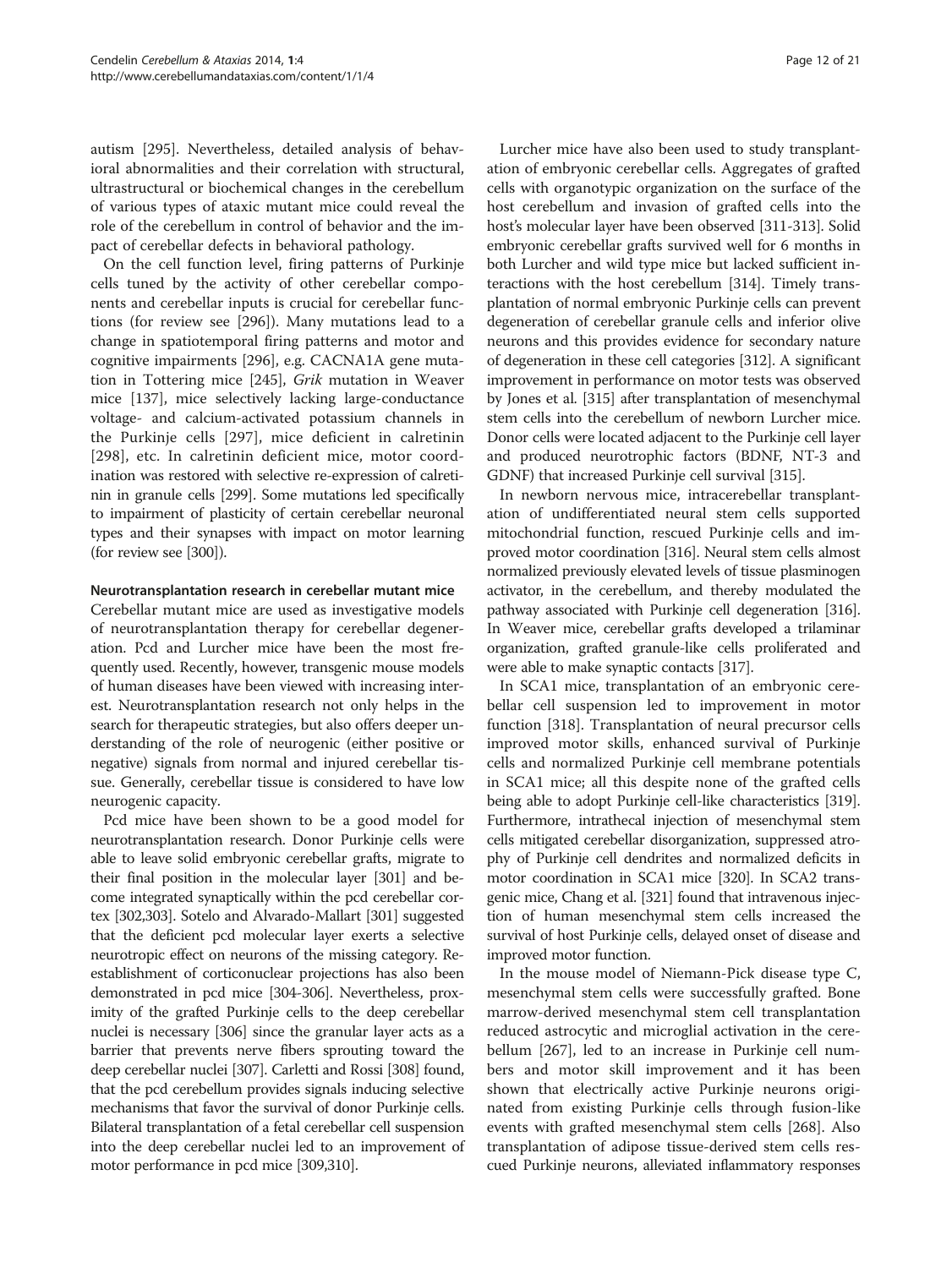autism [295]. Nevertheless, detailed analysis of behavioral abnormalities and their correlation with structural, ultrastructural or biochemical changes in the cerebellum of various types of ataxic mutant mice could reveal the role of the cerebellum in control of behavior and the impact of cerebellar defects in behavioral pathology.

On the cell function level, firing patterns of Purkinje cells tuned by the activity of other cerebellar components and cerebellar inputs is crucial for cerebellar functions (for review see [296]). Many mutations lead to a change in spatiotemporal firing patterns and motor and cognitive impairments [296], e.g. CACNA1A gene mutation in Tottering mice [245], *Grik* mutation in Weaver mice [137], mice selectively lacking large-conductance voltage- and calcium-activated potassium channels in the Purkinje cells [297], mice deficient in calretinin [298], etc. In calretinin deficient mice, motor coordination was restored with selective re-expression of calretinin in granule cells [299]. Some mutations led specifically to impairment of plasticity of certain cerebellar neuronal types and their synapses with impact on motor learning (for review see [300]).

#### Neurotransplantation research in cerebellar mutant mice

Cerebellar mutant mice are used as investigative models of neurotransplantation therapy for cerebellar degeneration. Pcd and Lurcher mice have been the most frequently used. Recently, however, transgenic mouse models of human diseases have been viewed with increasing interest. Neurotransplantation research not only helps in the search for therapeutic strategies, but also offers deeper understanding of the role of neurogenic (either positive or negative) signals from normal and injured cerebellar tissue. Generally, cerebellar tissue is considered to have low neurogenic capacity.

Pcd mice have been shown to be a good model for neurotransplantation research. Donor Purkinje cells were able to leave solid embryonic cerebellar grafts, migrate to their final position in the molecular layer [301] and become integrated synaptically within the pcd cerebellar cortex [302,303]. Sotelo and Alvarado-Mallart [301] suggested that the deficient pcd molecular layer exerts a selective neurotropic effect on neurons of the missing category. Reestablishment of corticonuclear projections has also been demonstrated in pcd mice [304-306]. Nevertheless, proximity of the grafted Purkinje cells to the deep cerebellar nuclei is necessary [306] since the granular layer acts as a barrier that prevents nerve fibers sprouting toward the deep cerebellar nuclei [307]. Carletti and Rossi [308] found, that the pcd cerebellum provides signals inducing selective mechanisms that favor the survival of donor Purkinje cells. Bilateral transplantation of a fetal cerebellar cell suspension into the deep cerebellar nuclei led to an improvement of motor performance in pcd mice [309,310].

Lurcher mice have also been used to study transplantation of embryonic cerebellar cells. Aggregates of grafted cells with organotypic organization on the surface of the host cerebellum and invasion of grafted cells into the host's molecular layer have been observed [311-313]. Solid embryonic cerebellar grafts survived well for 6 months in both Lurcher and wild type mice but lacked sufficient interactions with the host cerebellum [314]. Timely transplantation of normal embryonic Purkinje cells can prevent degeneration of cerebellar granule cells and inferior olive neurons and this provides evidence for secondary nature of degeneration in these cell categories [312]. A significant improvement in performance on motor tests was observed by Jones et al. [315] after transplantation of mesenchymal stem cells into the cerebellum of newborn Lurcher mice. Donor cells were located adjacent to the Purkinje cell layer and produced neurotrophic factors (BDNF, NT-3 and GDNF) that increased Purkinje cell survival [315].

In newborn nervous mice, intracerebellar transplantation of undifferentiated neural stem cells supported mitochondrial function, rescued Purkinje cells and improved motor coordination [316]. Neural stem cells almost normalized previously elevated levels of tissue plasminogen activator, in the cerebellum, and thereby modulated the pathway associated with Purkinje cell degeneration [316]. In Weaver mice, cerebellar grafts developed a trilaminar organization, grafted granule-like cells proliferated and were able to make synaptic contacts [317].

In SCA1 mice, transplantation of an embryonic cerebellar cell suspension led to improvement in motor function [318]. Transplantation of neural precursor cells improved motor skills, enhanced survival of Purkinje cells and normalized Purkinje cell membrane potentials in SCA1 mice; all this despite none of the grafted cells being able to adopt Purkinje cell-like characteristics [319]. Furthermore, intrathecal injection of mesenchymal stem cells mitigated cerebellar disorganization, suppressed atrophy of Purkinje cell dendrites and normalized deficits in motor coordination in SCA1 mice [320]. In SCA2 transgenic mice, Chang et al. [321] found that intravenous injection of human mesenchymal stem cells increased the survival of host Purkinje cells, delayed onset of disease and improved motor function.

In the mouse model of Niemann-Pick disease type C, mesenchymal stem cells were successfully grafted. Bone marrow-derived mesenchymal stem cell transplantation reduced astrocytic and microglial activation in the cerebellum [267], led to an increase in Purkinje cell numbers and motor skill improvement and it has been shown that electrically active Purkinje neurons originated from existing Purkinje cells through fusion-like events with grafted mesenchymal stem cells [268]. Also transplantation of adipose tissue-derived stem cells rescued Purkinje neurons, alleviated inflammatory responses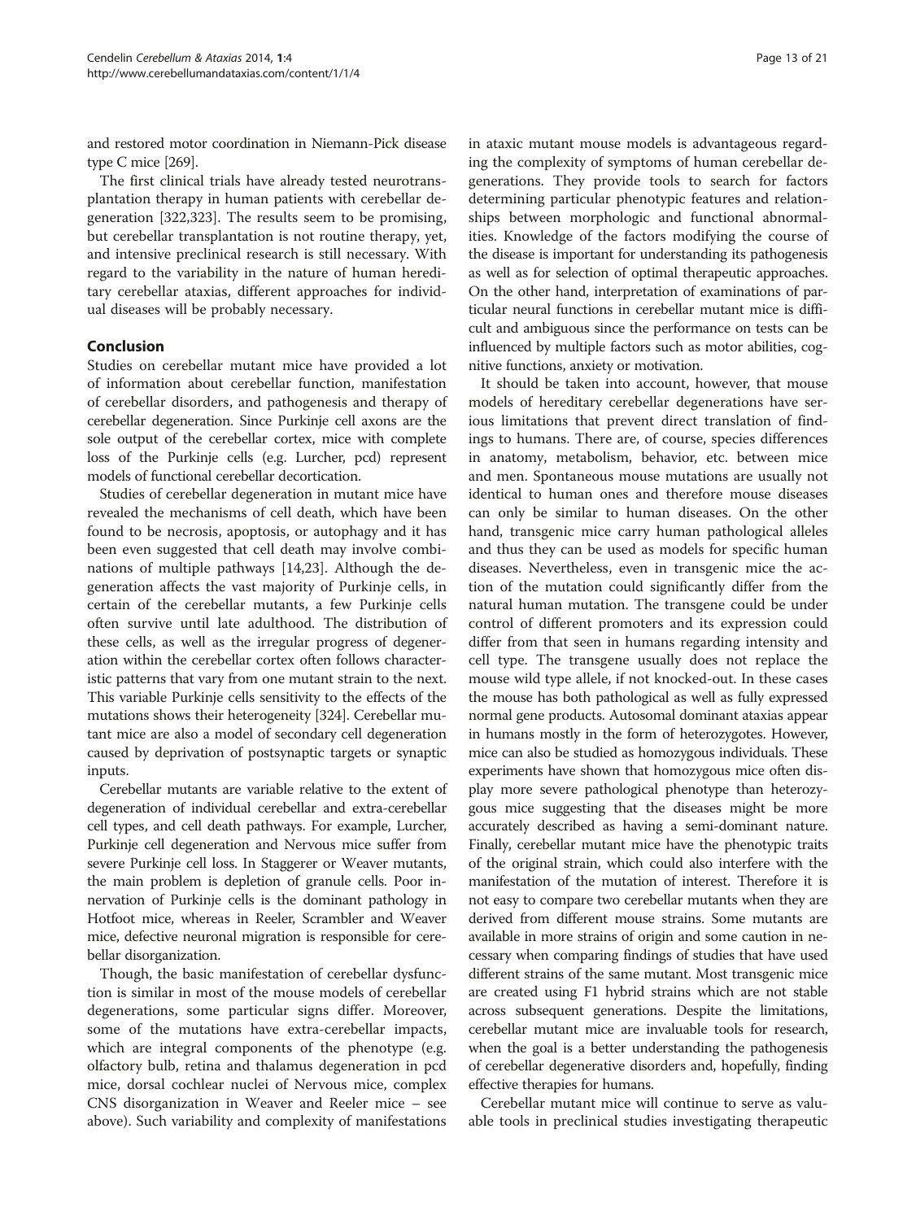and restored motor coordination in Niemann-Pick disease type C mice [269].

The first clinical trials have already tested neurotransplantation therapy in human patients with cerebellar degeneration [322,323]. The results seem to be promising, but cerebellar transplantation is not routine therapy, yet, and intensive preclinical research is still necessary. With regard to the variability in the nature of human hereditary cerebellar ataxias, different approaches for individual diseases will be probably necessary.

## Conclusion

Studies on cerebellar mutant mice have provided a lot of information about cerebellar function, manifestation of cerebellar disorders, and pathogenesis and therapy of cerebellar degeneration. Since Purkinje cell axons are the sole output of the cerebellar cortex, mice with complete loss of the Purkinje cells (e.g. Lurcher, pcd) represent models of functional cerebellar decortication.

Studies of cerebellar degeneration in mutant mice have revealed the mechanisms of cell death, which have been found to be necrosis, apoptosis, or autophagy and it has been even suggested that cell death may involve combinations of multiple pathways [14,23]. Although the degeneration affects the vast majority of Purkinje cells, in certain of the cerebellar mutants, a few Purkinje cells often survive until late adulthood. The distribution of these cells, as well as the irregular progress of degeneration within the cerebellar cortex often follows characteristic patterns that vary from one mutant strain to the next. This variable Purkinje cells sensitivity to the effects of the mutations shows their heterogeneity [324]. Cerebellar mutant mice are also a model of secondary cell degeneration caused by deprivation of postsynaptic targets or synaptic inputs.

Cerebellar mutants are variable relative to the extent of degeneration of individual cerebellar and extra-cerebellar cell types, and cell death pathways. For example, Lurcher, Purkinje cell degeneration and Nervous mice suffer from severe Purkinje cell loss. In Staggerer or Weaver mutants, the main problem is depletion of granule cells. Poor innervation of Purkinje cells is the dominant pathology in Hotfoot mice, whereas in Reeler, Scrambler and Weaver mice, defective neuronal migration is responsible for cerebellar disorganization.

Though, the basic manifestation of cerebellar dysfunction is similar in most of the mouse models of cerebellar degenerations, some particular signs differ. Moreover, some of the mutations have extra-cerebellar impacts, which are integral components of the phenotype (e.g. olfactory bulb, retina and thalamus degeneration in pcd mice, dorsal cochlear nuclei of Nervous mice, complex CNS disorganization in Weaver and Reeler mice – see above). Such variability and complexity of manifestations in ataxic mutant mouse models is advantageous regarding the complexity of symptoms of human cerebellar degenerations. They provide tools to search for factors determining particular phenotypic features and relationships between morphologic and functional abnormalities. Knowledge of the factors modifying the course of the disease is important for understanding its pathogenesis as well as for selection of optimal therapeutic approaches. On the other hand, interpretation of examinations of particular neural functions in cerebellar mutant mice is difficult and ambiguous since the performance on tests can be influenced by multiple factors such as motor abilities, cognitive functions, anxiety or motivation.

It should be taken into account, however, that mouse models of hereditary cerebellar degenerations have serious limitations that prevent direct translation of findings to humans. There are, of course, species differences in anatomy, metabolism, behavior, etc. between mice and men. Spontaneous mouse mutations are usually not identical to human ones and therefore mouse diseases can only be similar to human diseases. On the other hand, transgenic mice carry human pathological alleles and thus they can be used as models for specific human diseases. Nevertheless, even in transgenic mice the action of the mutation could significantly differ from the natural human mutation. The transgene could be under control of different promoters and its expression could differ from that seen in humans regarding intensity and cell type. The transgene usually does not replace the mouse wild type allele, if not knocked-out. In these cases the mouse has both pathological as well as fully expressed normal gene products. Autosomal dominant ataxias appear in humans mostly in the form of heterozygotes. However, mice can also be studied as homozygous individuals. These experiments have shown that homozygous mice often display more severe pathological phenotype than heterozygous mice suggesting that the diseases might be more accurately described as having a semi-dominant nature. Finally, cerebellar mutant mice have the phenotypic traits of the original strain, which could also interfere with the manifestation of the mutation of interest. Therefore it is not easy to compare two cerebellar mutants when they are derived from different mouse strains. Some mutants are available in more strains of origin and some caution in necessary when comparing findings of studies that have used different strains of the same mutant. Most transgenic mice are created using F1 hybrid strains which are not stable across subsequent generations. Despite the limitations, cerebellar mutant mice are invaluable tools for research, when the goal is a better understanding the pathogenesis of cerebellar degenerative disorders and, hopefully, finding effective therapies for humans.

Cerebellar mutant mice will continue to serve as valuable tools in preclinical studies investigating therapeutic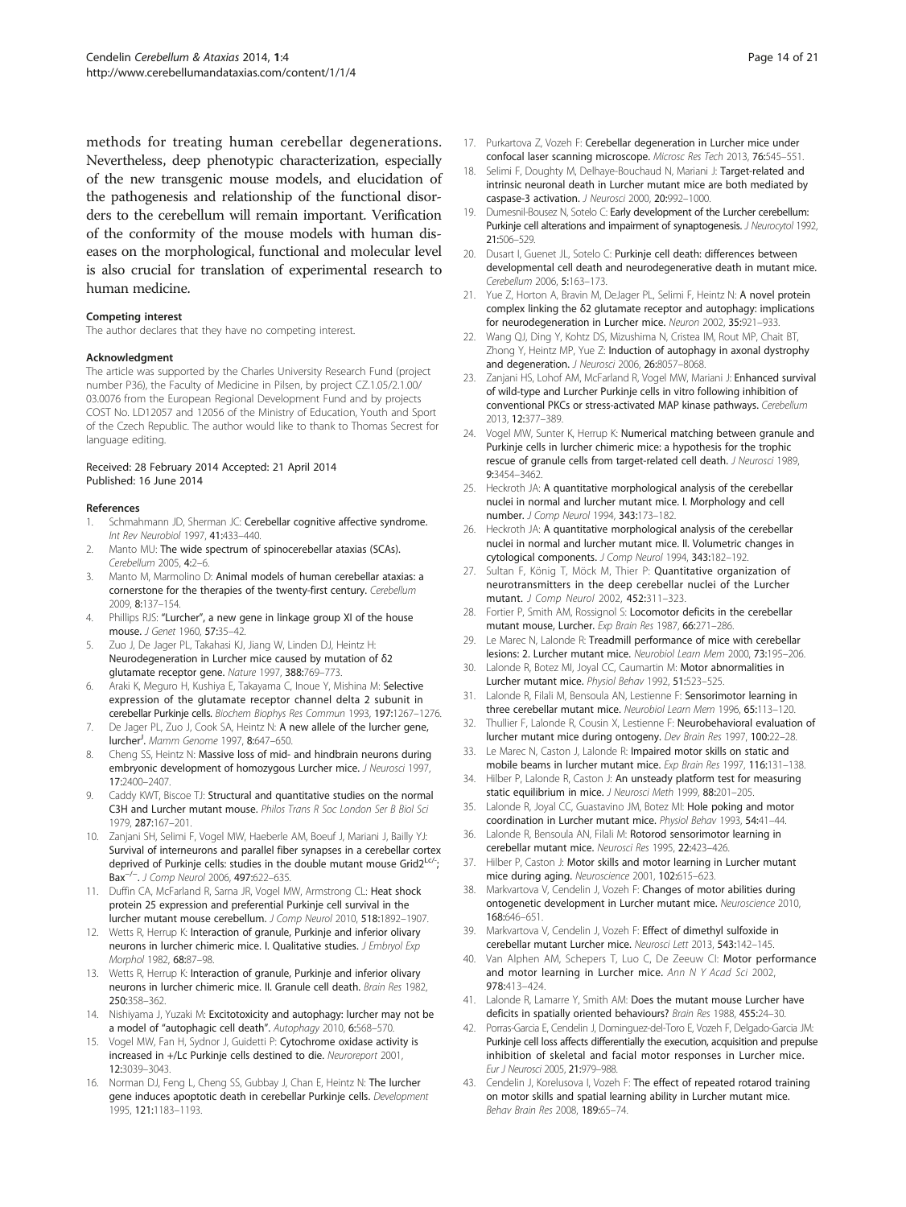methods for treating human cerebellar degenerations. Nevertheless, deep phenotypic characterization, especially of the new transgenic mouse models, and elucidation of the pathogenesis and relationship of the functional disorders to the cerebellum will remain important. Verification of the conformity of the mouse models with human diseases on the morphological, functional and molecular level is also crucial for translation of experimental research to human medicine.

#### Competing interest

The author declares that they have no competing interest.

#### Acknowledgment

The article was supported by the Charles University Research Fund (project number P36), the Faculty of Medicine in Pilsen, by project CZ.1.05/2.1.00/03.0076 from the European Regional Development Fund and by projects COST No. LD12057 and 12056 of the Ministry of Education, Youth and Sport of the Czech Republic. The author would like to thank to Thomas Secrest for language editing.

Received: 28 February 2014 Accepted: 21 April 2014
Published: 16 June 2014

#### References

1. Schmahmann JD, Sherman JC: **Cerebellar cognitive affective syndrome.** *Int Rev Neurobiol* 1997, **41:**433–440.
2. Manto MU: **The wide spectrum of spinocerebellar ataxias (SCAs).** *Cerebellum* 2005, **4:**2–6.
3. Manto M, Marmolino D: **Animal models of human cerebellar ataxias: a cornerstone for the therapies of the twenty-first century.** *Cerebellum* 2009, **8:**137–154.
4. Phillips RJS: **"Lurcher", a new gene in linkage group XI of the house mouse.** *J Genet* 1960, **57:**35–42.
5. Zuo J, De Jager PL, Takahasi KJ, Jiang W, Linden DJ, Heintz H: **Neurodegeneration in Lurcher mice caused by mutation of δ2 glutamate receptor gene.** *Nature* 1997, **388:**769–773.
6. Araki K, Meguro H, Kushiya E, Takayama C, Inoue Y, Mishina M: **Selective expression of the glutamate receptor channel delta 2 subunit in cerebellar Purkinje cells.** *Biochem Biophys Res Commun* 1993, **197:**1267–1276.
7. De Jager PL, Zuo J, Cook SA, Heintz N: **A new allele of the lurcher gene, lurcher$^{J}$.** *Mamm Genome* 1997, **8:**647–650.
8. Cheng SS, Heintz N: **Massive loss of mid- and hindbrain neurons during embryonic development of homozygous Lurcher mice.** *J Neurosci* 1997, **17:**2400–2407.
9. Caddy KWT, Biscoe TJ: **Structural and quantitative studies on the normal C3H and Lurcher mutant mouse.** *Philos Trans R Soc London Ser B Biol Sci* 1979, **287:**167–201.
10. Zanjani SH, Selimi F, Vogel MW, Haeberle AM, Boeuf J, Mariani J, Bailly YJ: **Survival of interneurons and parallel fiber synapses in a cerebellar cortex deprived of Purkinje cells: studies in the double mutant mouse Grid2$^{Lc/-}$; Bax$^{-/-}$.** *J Comp Neurol* 2006, **497:**622–635.
11. Duffin CA, McFarland R, Sarna JR, Vogel MW, Armstrong CL: **Heat shock protein 25 expression and preferential Purkinje cell survival in the lurcher mutant mouse cerebellum.** *J Comp Neurol* 2010, **518:**1892–1907.
12. Wetts R, Herrup K: **Interaction of granule, Purkinje and inferior olivary neurons in lurcher chimeric mice. I. Qualitative studies.** *J Embryol Exp Morphol* 1982, **68:**87–98.
13. Wetts R, Herrup K: **Interaction of granule, Purkinje and inferior olivary neurons in lurcher chimeric mice. II. Granule cell death.** *Brain Res* 1982, **250:**358–362.
14. Nishiyama J, Yuzaki M: **Excitotoxicity and autophagy: lurcher may not be a model of "autophagic cell death".** *Autophagy* 2010, **6:**568–570.
15. Vogel MW, Fan H, Sydnor J, Guidetti P: **Cytochrome oxidase activity is increased in +/Lc Purkinje cells destined to die.** *Neuroreport* 2001, **12:**3039–3043.
16. Norman DJ, Feng L, Cheng SS, Gubbay J, Chan E, Heintz N: **The lurcher gene induces apoptotic death in cerebellar Purkinje cells.** *Development* 1995, **121:**1183–1193.
17. Purkartova Z, Vozeh F: **Cerebellar degeneration in Lurcher mice under confocal laser scanning microscope.** *Microsc Res Tech* 2013, **76:**545–551.
18. Selimi F, Doughty M, Delhaye-Bouchaud N, Mariani J: **Target-related and intrinsic neuronal death in Lurcher mutant mice are both mediated by caspase-3 activation.** *J Neurosci* 2000, **20:**992–1000.
19. Dumesnil-Bousez N, Sotelo C: **Early development of the Lurcher cerebellum: Purkinje cell alterations and impairment of synaptogenesis.** *J Neurocytol* 1992, **21:**506–529.
20. Dusart I, Guenet JL, Sotelo C: **Purkinje cell death: differences between developmental cell death and neurodegenerative death in mutant mice.** *Cerebellum* 2006, **5:**163–173.
21. Yue Z, Horton A, Bravin M, DeJager PL, Selimi F, Heintz N: **A novel protein complex linking the δ2 glutamate receptor and autophagy: implications for neurodegeneration in Lurcher mice.** *Neuron* 2002, **35:**921–933.
22. Wang QJ, Ding Y, Kohtz DS, Mizushima N, Cristea IM, Rout MP, Chait BT, Zhong Y, Heintz MP, Yue Z: **Induction of autophagy in axonal dystrophy and degeneration.** *J Neurosci* 2006, **26:**8057–8068.
23. Zanjani HS, Lohof AM, McFarland R, Vogel MW, Mariani J: **Enhanced survival of wild-type and Lurcher Purkinje cells in vitro following inhibition of conventional PKCs or stress-activated MAP kinase pathways.** *Cerebellum* 2013, **12:**377–389.
24. Vogel MW, Sunter K, Herrup K: **Numerical matching between granule and Purkinje cells in lurcher chimeric mice: a hypothesis for the trophic rescue of granule cells from target-related cell death.** *J Neurosci* 1989, **9:**3454–3462.
25. Heckroth JA: **A quantitative morphological analysis of the cerebellar nuclei in normal and lurcher mutant mice. I. Morphology and cell number.** *J Comp Neurol* 1994, **343:**173–182.
26. Heckroth JA: **A quantitative morphological analysis of the cerebellar nuclei in normal and lurcher mutant mice. II. Volumetric changes in cytological components.** *J Comp Neurol* 1994, **343:**182–192.
27. Sultan F, König T, Möck M, Thier P: **Quantitative organization of neurotransmitters in the deep cerebellar nuclei of the Lurcher mutant.** *J Comp Neurol* 2002, **452:**311–323.
28. Fortier P, Smith AM, Rossignol S: **Locomotor deficits in the cerebellar mutant mouse, Lurcher.** *Exp Brain Res* 1987, **66:**271–286.
29. Le Marec N, Lalonde R: **Treadmill performance of mice with cerebellar lesions: 2. Lurcher mutant mice.** *Neurobiol Learn Mem* 2000, **73:**195–206.
30. Lalonde R, Botez MI, Joyal CC, Caumartin M: **Motor abnormalities in Lurcher mutant mice.** *Physiol Behav* 1992, **51:**523–525.
31. Lalonde R, Filali M, Bensoula AN, Lestienne F: **Sensorimotor learning in three cerebellar mutant mice.** *Neurobiol Learn Mem* 1996, **65:**113–120.
32. Thullier F, Lalonde R, Cousin X, Lestienne F: **Neurobehavioral evaluation of lurcher mutant mice during ontogeny.** *Dev Brain Res* 1997, **100:**22–28.
33. Le Marec N, Caston J, Lalonde R: **Impaired motor skills on static and mobile beams in lurcher mutant mice.** *Exp Brain Res* 1997, **116:**131–138.
34. Hilber P, Lalonde R, Caston J: **An unsteady platform test for measuring static equilibrium in mice.** *J Neurosci Meth* 1999, **88:**201–205.
35. Lalonde R, Joyal CC, Guastavino JM, Botez MI: **Hole poking and motor coordination in Lurcher mutant mice.** *Physiol Behav* 1993, **54:**41–44.
36. Lalonde R, Bensoula AN, Filali M: **Rotorod sensorimotor learning in cerebellar mutant mice.** *Neurosci Res* 1995, **22:**423–426.
37. Hilber P, Caston J: **Motor skills and motor learning in Lurcher mutant mice during aging.** *Neuroscience* 2001, **102:**615–623.
38. Markvartova V, Cendelin J, Vozeh F: **Changes of motor abilities during ontogenetic development in Lurcher mutant mice.** *Neuroscience* 2010, **168:**646–651.
39. Markvartova V, Cendelin J, Vozeh F: **Effect of dimethyl sulfoxide in cerebellar mutant Lurcher mice.** *Neurosci Lett* 2013, **543:**142–145.
40. Van Alphen AM, Schepers T, Luo C, De Zeeuw CI: **Motor performance and motor learning in Lurcher mice.** *Ann N Y Acad Sci* 2002, **978:**413–424.
41. Lalonde R, Lamarre Y, Smith AM: **Does the mutant mouse Lurcher have deficits in spatially oriented behaviours?** *Brain Res* 1988, **455:**24–30.
42. Porras-Garcia E, Cendelin J, Dominguez-del-Toro E, Vozeh F, Delgado-Garcia JM: **Purkinje cell loss affects differentially the execution, acquisition and prepulse inhibition of skeletal and facial motor responses in Lurcher mice.** *Eur J Neurosci* 2005, **21:**979–988.
43. Cendelin J, Korelusova I, Vozeh F: **The effect of repeated rotarod training on motor skills and spatial learning ability in Lurcher mutant mice.** *Behav Brain Res* 2008, **189:**65–74.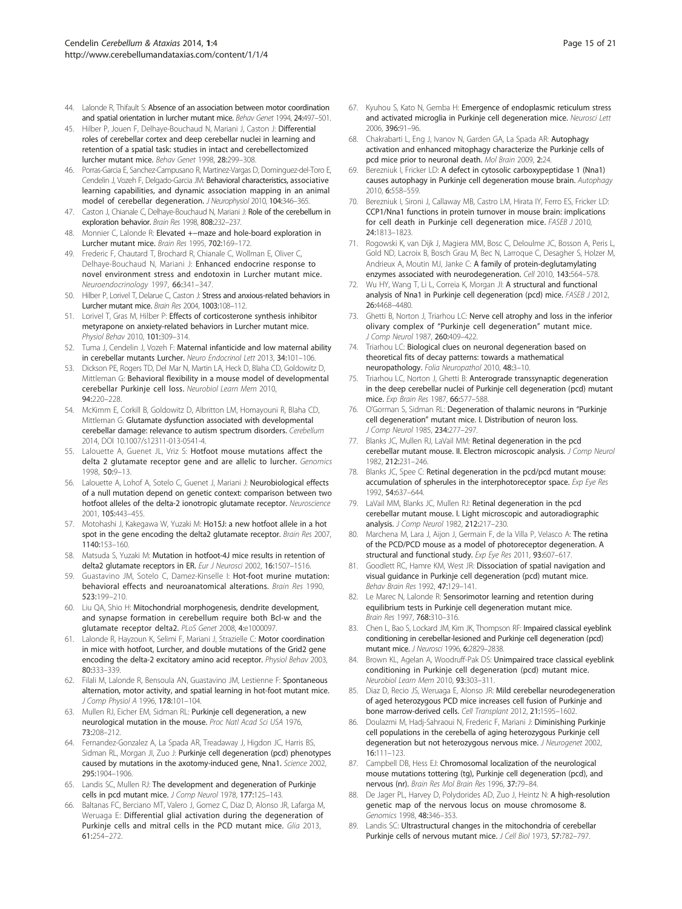44. Lalonde R, Thifault S: **Absence of an association between motor coordination and spatial orientation in lurcher mutant mice.** *Behav Genet* 1994, **24:**497–501.
45. Hilber P, Jouen F, Delhaye-Bouchaud N, Mariani J, Caston J: **Differential roles of cerebellar cortex and deep cerebellar nuclei in learning and retention of a spatial task: studies in intact and cerebellectomized lurcher mutant mice.** *Behav Genet* 1998, **28:**299–308.
46. Porras-Garcia E, Sanchez-Campusano R, Martinez-Vargas D, Dominguez-del-Toro E, Cendelin J, Vozeh F, Delgado-Garcia JM: **Behavioral characteristics, associative learning capabilities, and dynamic association mapping in an animal model of cerebellar degeneration.** *J Neurophysiol* 2010, **104:**346–365.
47. Caston J, Chianale C, Delhaye-Bouchaud N, Mariani J: **Role of the cerebellum in exploration behavior.** *Brain Res* 1998, **808:**232–237.
48. Monnier C, Lalonde R: **Elevated +−maze and hole-board exploration in Lurcher mutant mice.** *Brain Res* 1995, **702:**169–172.
49. Frederic F, Chautard T, Brochard R, Chianale C, Wollman E, Oliver C, Delhaye-Bouchaud N, Mariani J: **Enhanced endocrine response to novel environment stress and endotoxin in Lurcher mutant mice.** *Neuroendocrinology* 1997, **66:**341–347.
50. Hilber P, Lorivel T, Delarue C, Caston J: **Stress and anxious-related behaviors in Lurcher mutant mice.** *Brain Res* 2004, **1003:**108–112.
51. Lorivel T, Gras M, Hilber P: **Effects of corticosterone synthesis inhibitor metyrapone on anxiety-related behaviors in Lurcher mutant mice.** *Physiol Behav* 2010, **101:**309–314.
52. Tuma J, Cendelin J, Vozeh F: **Maternal infanticide and low maternal ability in cerebellar mutants Lurcher.** *Neuro Endocrinol Lett* 2013, **34:**101–106.
53. Dickson PE, Rogers TD, Del Mar N, Martin LA, Heck D, Blaha CD, Goldowitz D, Mittleman G: **Behavioral flexibility in a mouse model of developmental cerebellar Purkinje cell loss.** *Neurobiol Learn Mem* 2010, **94:**220–228.
54. McKimm E, Corkill B, Goldowitz D, Albritton LM, Homayouni R, Blaha CD, Mittleman G: **Glutamate dysfunction associated with developmental cerebellar damage: relevance to autism spectrum disorders.** *Cerebellum* 2014, DOI 10.1007/s12311-013-0541-4.
55. Lalouette A, Guenet JL, Vriz S: **Hotfoot mouse mutations affect the delta 2 glutamate receptor gene and are allelic to lurcher.** *Genomics* 1998, **50:**9–13.
56. Lalouette A, Lohof A, Sotelo C, Guenet J, Mariani J: **Neurobiological effects of a null mutation depend on genetic context: comparison between two hotfoot alleles of the delta-2 ionotropic glutamate receptor.** *Neuroscience* 2001, **105:**443–455.
57. Motohashi J, Kakegawa W, Yuzaki M: **Ho15J: a new hotfoot allele in a hot spot in the gene encoding the delta2 glutamate receptor.** *Brain Res* 2007, **1140:**153–160.
58. Matsuda S, Yuzaki M: **Mutation in hotfoot-4J mice results in retention of delta2 glutamate receptors in ER.** *Eur J Neurosci* 2002, **16:**1507–1516.
59. Guastavino JM, Sotelo C, Damez-Kinselle I: **Hot-foot murine mutation: behavioral effects and neuroanatomical alterations.** *Brain Res* 1990, **523:**199–210.
60. Liu QA, Shio H: **Mitochondrial morphogenesis, dendrite development, and synapse formation in cerebellum require both Bcl-w and the glutamate receptor delta2.** *PLoS Genet* 2008, **4:**e1000097.
61. Lalonde R, Hayzoun K, Selimi F, Mariani J, Strazielle C: **Motor coordination in mice with hotfoot, Lurcher, and double mutations of the Grid2 gene encoding the delta-2 excitatory amino acid receptor.** *Physiol Behav* 2003, **80:**333–339.
62. Filali M, Lalonde R, Bensoula AN, Guastavino JM, Lestienne F: **Spontaneous alternation, motor activity, and spatial learning in hot-foot mutant mice.** *J Comp Physiol A* 1996, **178:**101–104.
63. Mullen RJ, Eicher EM, Sidman RL: **Purkinje cell degeneration, a new neurological mutation in the mouse.** *Proc Natl Acad Sci USA* 1976, **73:**208–212.
64. Fernandez-Gonzalez A, La Spada AR, Treadaway J, Higdon JC, Harris BS, Sidman RL, Morgan JI, Zuo J: **Purkinje cell degeneration (pcd) phenotypes caused by mutations in the axotomy-induced gene, Nna1.** *Science* 2002, **295:**1904–1906.
65. Landis SC, Mullen RJ: **The development and degeneration of Purkinje cells in pcd mutant mice.** *J Comp Neurol* 1978, **177:**125–143.
66. Baltanas FC, Berciano MT, Valero J, Gomez C, Diaz D, Alonso JR, Lafarga M, Weruaga E: **Differential glial activation during the degeneration of Purkinje cells and mitral cells in the PCD mutant mice.** *Glia* 2013, **61:**254–272.
67. Kyuhou S, Kato N, Gemba H: **Emergence of endoplasmic reticulum stress and activated microglia in Purkinje cell degeneration mice.** *Neurosci Lett* 2006, **396:**91–96.
68. Chakrabarti L, Eng J, Ivanov N, Garden GA, La Spada AR: **Autophagy activation and enhanced mitophagy characterize the Purkinje cells of pcd mice prior to neuronal death.** *Mol Brain* 2009, **2:**24.
69. Berezniuk I, Fricker LD: **A defect in cytosolic carboxypeptidase 1 (Nna1) causes autophagy in Purkinje cell degeneration mouse brain.** *Autophagy* 2010, **6:**558–559.
70. Berezniuk I, Sironi J, Callaway MB, Castro LM, Hirata IY, Ferro ES, Fricker LD: **CCP1/Nna1 functions in protein turnover in mouse brain: implications for cell death in Purkinje cell degeneration mice.** *FASEB J* 2010, **24:**1813–1823.
71. Rogowski K, van Dijk J, Magiera MM, Bosc C, Deloulme JC, Bosson A, Peris L, Gold ND, Lacroix B, Bosch Grau M, Bec N, Larroque C, Desagher S, Holzer M, Andrieux A, Moutin MJ, Janke C: **A family of protein-deglutamylating enzymes associated with neurodegeneration.** *Cell* 2010, **143:**564–578.
72. Wu HY, Wang T, Li L, Correia K, Morgan JI: **A structural and functional analysis of Nna1 in Purkinje cell degeneration (pcd) mice.** *FASEB J* 2012, **26:**4468–4480.
73. Ghetti B, Norton J, Triarhou LC: **Nerve cell atrophy and loss in the inferior olivary complex of "Purkinje cell degeneration" mutant mice.** *J Comp Neurol* 1987, **260:**409–422.
74. Triarhou LC: **Biological clues on neuronal degeneration based on theoretical fits of decay patterns: towards a mathematical neuropathology.** *Folia Neuropathol* 2010, **48:**3–10.
75. Triarhou LC, Norton J, Ghetti B: **Anterograde transsynaptic degeneration in the deep cerebellar nuclei of Purkinje cell degeneration (pcd) mutant mice.** *Exp Brain Res* 1987, **66:**577–588.
76. O'Gorman S, Sidman RL: **Degeneration of thalamic neurons in "Purkinje cell degeneration" mutant mice. I. Distribution of neuron loss.** *J Comp Neurol* 1985, **234:**277–297.
77. Blanks JC, Mullen RJ, LaVail MM: **Retinal degeneration in the pcd cerebellar mutant mouse. II. Electron microscopic analysis.** *J Comp Neurol* 1982, **212:**231–246.
78. Blanks JC, Spee C: **Retinal degeneration in the pcd/pcd mutant mouse: accumulation of spherules in the interphotoreceptor space.** *Exp Eye Res* 1992, **54:**637–644.
79. LaVail MM, Blanks JC, Mullen RJ: **Retinal degeneration in the pcd cerebellar mutant mouse. I. Light microscopic and autoradiographic analysis.** *J Comp Neurol* 1982, **212:**217–230.
80. Marchena M, Lara J, Aijon J, Germain F, de la Villa P, Velasco A: **The retina of the PCD/PCD mouse as a model of photoreceptor degeneration. A structural and functional study.** *Exp Eye Res* 2011, **93:**607–617.
81. Goodlett RC, Hamre KM, West JR: **Dissociation of spatial navigation and visual guidance in Purkinje cell degeneration (pcd) mutant mice.** *Behav Brain Res* 1992, **47:**129–141.
82. Le Marec N, Lalonde R: **Sensorimotor learning and retention during equilibrium tests in Purkinje cell degeneration mutant mice.** *Brain Res* 1997, **768:**310–316.
83. Chen L, Bao S, Lockard JM, Kim JK, Thompson RF: **Impaired classical eyeblink conditioning in cerebellar-lesioned and Purkinje cell degeneration (pcd) mutant mice.** *J Neurosci* 1996, **6:**2829–2838.
84. Brown KL, Agelan A, Woodruff-Pak DS: **Unimpaired trace classical eyeblink conditioning in Purkinje cell degeneration (pcd) mutant mice.** *Neurobiol Learn Mem* 2010, **93:**303–311.
85. Diaz D, Recio JS, Weruaga E, Alonso JR: **Mild cerebellar neurodegeneration of aged heterozygous PCD mice increases cell fusion of Purkinje and bone marrow-derived cells.** *Cell Transplant* 2012, **21:**1595–1602.
86. Doulazmi M, Hadj-Sahraoui N, Frederic F, Mariani J: **Diminishing Purkinje cell populations in the cerebella of aging heterozygous Purkinje cell degeneration but not heterozygous nervous mice.** *J Neurogenet* 2002, **16:**111–123.
87. Campbell DB, Hess EJ: **Chromosomal localization of the neurological mouse mutations tottering (tg), Purkinje cell degeneration (pcd), and nervous (nr).** *Brain Res Mol Brain Res* 1996, **37:**79–84.
88. De Jager PL, Harvey D, Polydorides AD, Zuo J, Heintz N: **A high-resolution genetic map of the nervous locus on mouse chromosome 8.** *Genomics* 1998, **48:**346–353.
89. Landis SC: **Ultrastructural changes in the mitochondria of cerebellar Purkinje cells of nervous mutant mice.** *J Cell Biol* 1973, **57:**782–797.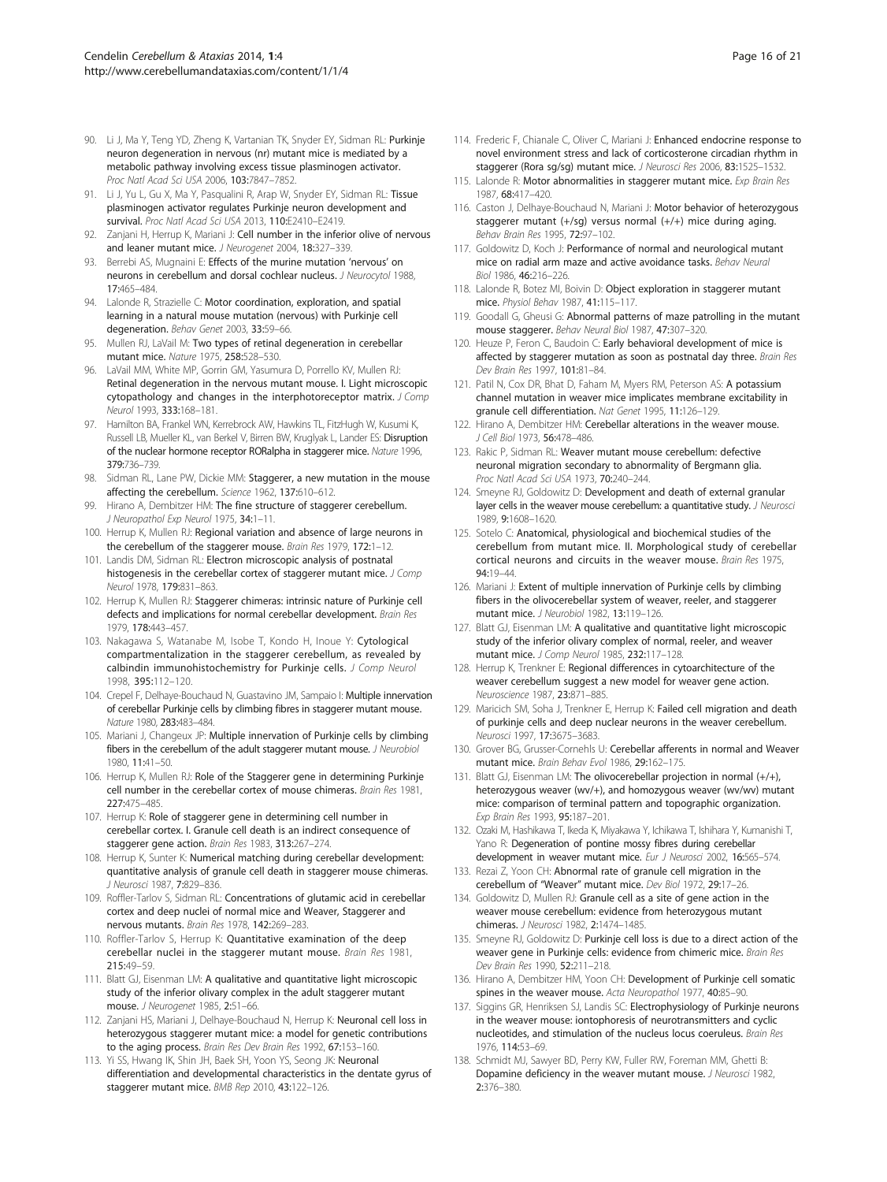90. Li J, Ma Y, Teng YD, Zheng K, Vartanian TK, Snyder EY, Sidman RL: **Purkinje neuron degeneration in nervous (nr) mutant mice is mediated by a metabolic pathway involving excess tissue plasminogen activator.** *Proc Natl Acad Sci USA* 2006, **103:**7847–7852.
91. Li J, Yu L, Gu X, Ma Y, Pasqualini R, Arap W, Snyder EY, Sidman RL: **Tissue plasminogen activator regulates Purkinje neuron development and survival.** *Proc Natl Acad Sci USA* 2013, **110:**E2410–E2419.
92. Zanjani H, Herrup K, Mariani J: **Cell number in the inferior olive of nervous and leaner mutant mice.** *J Neurogenet* 2004, **18:**327–339.
93. Berrebi AS, Mugnaini E: **Effects of the murine mutation 'nervous' on neurons in cerebellum and dorsal cochlear nucleus.** *J Neurocytol* 1988, **17:**465–484.
94. Lalonde R, Strazielle C: **Motor coordination, exploration, and spatial learning in a natural mouse mutation (nervous) with Purkinje cell degeneration.** *Behav Genet* 2003, **33:**59–66.
95. Mullen RJ, LaVail M: **Two types of retinal degeneration in cerebellar mutant mice.** *Nature* 1975, **258:**528–530.
96. LaVail MM, White MP, Gorrin GM, Yasumura D, Porrello KV, Mullen RJ: **Retinal degeneration in the nervous mutant mouse. I. Light microscopic cytopathology and changes in the interphotoreceptor matrix.** *J Comp Neurol* 1993, **333:**168–181.
97. Hamilton BA, Frankel WN, Kerrebrock AW, Hawkins TL, FitzHugh W, Kusumi K, Russell LB, Mueller KL, van Berkel V, Birren BW, Kruglyak L, Lander ES: **Disruption of the nuclear hormone receptor RORalpha in staggerer mice.** *Nature* 1996, **379:**736–739.
98. Sidman RL, Lane PW, Dickie MM: **Staggerer, a new mutation in the mouse affecting the cerebellum.** *Science* 1962, **137:**610–612.
99. Hirano A, Dembitzer HM: **The fine structure of staggerer cerebellum.** *J Neuropathol Exp Neurol* 1975, **34:**1–11.
100. Herrup K, Mullen RJ: **Regional variation and absence of large neurons in the cerebellum of the staggerer mouse.** *Brain Res* 1979, **172:**1–12.
101. Landis DM, Sidman RL: **Electron microscopic analysis of postnatal histogenesis in the cerebellar cortex of staggerer mutant mice.** *J Comp Neurol* 1978, **179:**831–863.
102. Herrup K, Mullen RJ: **Staggerer chimeras: intrinsic nature of Purkinje cell defects and implications for normal cerebellar development.** *Brain Res* 1979, **178:**443–457.
103. Nakagawa S, Watanabe M, Isobe T, Kondo H, Inoue Y: **Cytological compartmentalization in the staggerer cerebellum, as revealed by calbindin immunohistochemistry for Purkinje cells.** *J Comp Neurol* 1998, **395:**112–120.
104. Crepel F, Delhaye-Bouchaud N, Guastavino JM, Sampaio I: **Multiple innervation of cerebellar Purkinje cells by climbing fibres in staggerer mutant mouse.** *Nature* 1980, **283:**483–484.
105. Mariani J, Changeux JP: **Multiple innervation of Purkinje cells by climbing fibers in the cerebellum of the adult staggerer mutant mouse.** *J Neurobiol* 1980, **11:**41–50.
106. Herrup K, Mullen RJ: **Role of the Staggerer gene in determining Purkinje cell number in the cerebellar cortex of mouse chimeras.** *Brain Res* 1981, **227:**475–485.
107. Herrup K: **Role of staggerer gene in determining cell number in cerebellar cortex. I. Granule cell death is an indirect consequence of staggerer gene action.** *Brain Res* 1983, **313:**267–274.
108. Herrup K, Sunter K: **Numerical matching during cerebellar development: quantitative analysis of granule cell death in staggerer mouse chimeras.** *J Neurosci* 1987, **7:**829–836.
109. Roffler-Tarlov S, Sidman RL: **Concentrations of glutamic acid in cerebellar cortex and deep nuclei of normal mice and Weaver, Staggerer and nervous mutants.** *Brain Res* 1978, **142:**269–283.
110. Roffler-Tarlov S, Herrup K: **Quantitative examination of the deep cerebellar nuclei in the staggerer mutant mouse.** *Brain Res* 1981, **215:**49–59.
111. Blatt GJ, Eisenman LM: **A qualitative and quantitative light microscopic study of the inferior olivary complex in the adult staggerer mutant mouse.** *J Neurogenet* 1985, **2:**51–66.
112. Zanjani HS, Mariani J, Delhaye-Bouchaud N, Herrup K: **Neuronal cell loss in heterozygous staggerer mutant mice: a model for genetic contributions to the aging process.** *Brain Res Dev Brain Res* 1992, **67:**153–160.
113. Yi SS, Hwang IK, Shin JH, Baek SH, Yoon YS, Seong JK: **Neuronal differentiation and developmental characteristics in the dentate gyrus of staggerer mutant mice.** *BMB Rep* 2010, **43:**122–126.
114. Frederic F, Chianale C, Oliver C, Mariani J: **Enhanced endocrine response to novel environment stress and lack of corticosterone circadian rhythm in staggerer (Rora sg/sg) mutant mice.** *J Neurosci Res* 2006, **83:**1525–1532.
115. Lalonde R: **Motor abnormalities in staggerer mutant mice.** *Exp Brain Res* 1987, **68:**417–420.
116. Caston J, Delhaye-Bouchaud N, Mariani J: **Motor behavior of heterozygous staggerer mutant (+/sg) versus normal (+/+) mice during aging.** *Behav Brain Res* 1995, **72:**97–102.
117. Goldowitz D, Koch J: **Performance of normal and neurological mutant mice on radial arm maze and active avoidance tasks.** *Behav Neural Biol* 1986, **46:**216–226.
118. Lalonde R, Botez MI, Boivin D: **Object exploration in staggerer mutant mice.** *Physiol Behav* 1987, **41:**115–117.
119. Goodall G, Gheusi G: **Abnormal patterns of maze patrolling in the mutant mouse staggerer.** *Behav Neural Biol* 1987, **47:**307–320.
120. Heuze P, Feron C, Baudoin C: **Early behavioral development of mice is affected by staggerer mutation as soon as postnatal day three.** *Brain Res Dev Brain Res* 1997, **101:**81–84.
121. Patil N, Cox DR, Bhat D, Faham M, Myers RM, Peterson AS: **A potassium channel mutation in weaver mice implicates membrane excitability in granule cell differentiation.** *Nat Genet* 1995, **11:**126–129.
122. Hirano A, Dembitzer HM: **Cerebellar alterations in the weaver mouse.** *J Cell Biol* 1973, **56:**478–486.
123. Rakic P, Sidman RL: **Weaver mutant mouse cerebellum: defective neuronal migration secondary to abnormality of Bergmann glia.** *Proc Natl Acad Sci USA* 1973, **70:**240–244.
124. Smeyne RJ, Goldowitz D: **Development and death of external granular layer cells in the weaver mouse cerebellum: a quantitative study.** *J Neurosci* 1989, **9:**1608–1620.
125. Sotelo C: **Anatomical, physiological and biochemical studies of the cerebellum from mutant mice. II. Morphological study of cerebellar cortical neurons and circuits in the weaver mouse.** *Brain Res* 1975, **94:**19–44.
126. Mariani J: **Extent of multiple innervation of Purkinje cells by climbing fibers in the olivocerebellar system of weaver, reeler, and staggerer mutant mice.** *J Neurobiol* 1982, **13:**119–126.
127. Blatt GJ, Eisenman LM: **A qualitative and quantitative light microscopic study of the inferior olivary complex of normal, reeler, and weaver mutant mice.** *J Comp Neurol* 1985, **232:**117–128.
128. Herrup K, Trenkner E: **Regional differences in cytoarchitecture of the weaver cerebellum suggest a new model for weaver gene action.** *Neuroscience* 1987, **23:**871–885.
129. Maricich SM, Soha J, Trenkner E, Herrup K: **Failed cell migration and death of purkinje cells and deep nuclear neurons in the weaver cerebellum.** *Neurosci* 1997, **17:**3675–3683.
130. Grover BG, Grusser-Cornehls U: **Cerebellar afferents in normal and Weaver mutant mice.** *Brain Behav Evol* 1986, **29:**162–175.
131. Blatt GJ, Eisenman LM: **The olivocerebellar projection in normal (+/+), heterozygous weaver (wv/+), and homozygous weaver (wv/wv) mutant mice: comparison of terminal pattern and topographic organization.** *Exp Brain Res* 1993, **95:**187–201.
132. Ozaki M, Hashikawa T, Ikeda K, Miyakawa Y, Ichikawa T, Ishihara Y, Kumanishi T, Yano R: **Degeneration of pontine mossy fibres during cerebellar development in weaver mutant mice.** *Eur J Neurosci* 2002, **16:**565–574.
133. Rezai Z, Yoon CH: **Abnormal rate of granule cell migration in the cerebellum of "Weaver" mutant mice.** *Dev Biol* 1972, **29:**17–26.
134. Goldowitz D, Mullen RJ: **Granule cell as a site of gene action in the weaver mouse cerebellum: evidence from heterozygous mutant chimeras.** *J Neurosci* 1982, **2:**1474–1485.
135. Smeyne RJ, Goldowitz D: **Purkinje cell loss is due to a direct action of the weaver gene in Purkinje cells: evidence from chimeric mice.** *Brain Res Dev Brain Res* 1990, **52:**211–218.
136. Hirano A, Dembitzer HM, Yoon CH: **Development of Purkinje cell somatic spines in the weaver mouse.** *Acta Neuropathol* 1977, **40:**85–90.
137. Siggins GR, Henriksen SJ, Landis SC: **Electrophysiology of Purkinje neurons in the weaver mouse: iontophoresis of neurotransmitters and cyclic nucleotides, and stimulation of the nucleus locus coeruleus.** *Brain Res* 1976, **114:**53–69.
138. Schmidt MJ, Sawyer BD, Perry KW, Fuller RW, Foreman MM, Ghetti B: **Dopamine deficiency in the weaver mutant mouse.** *J Neurosci* 1982, **2:**376–380.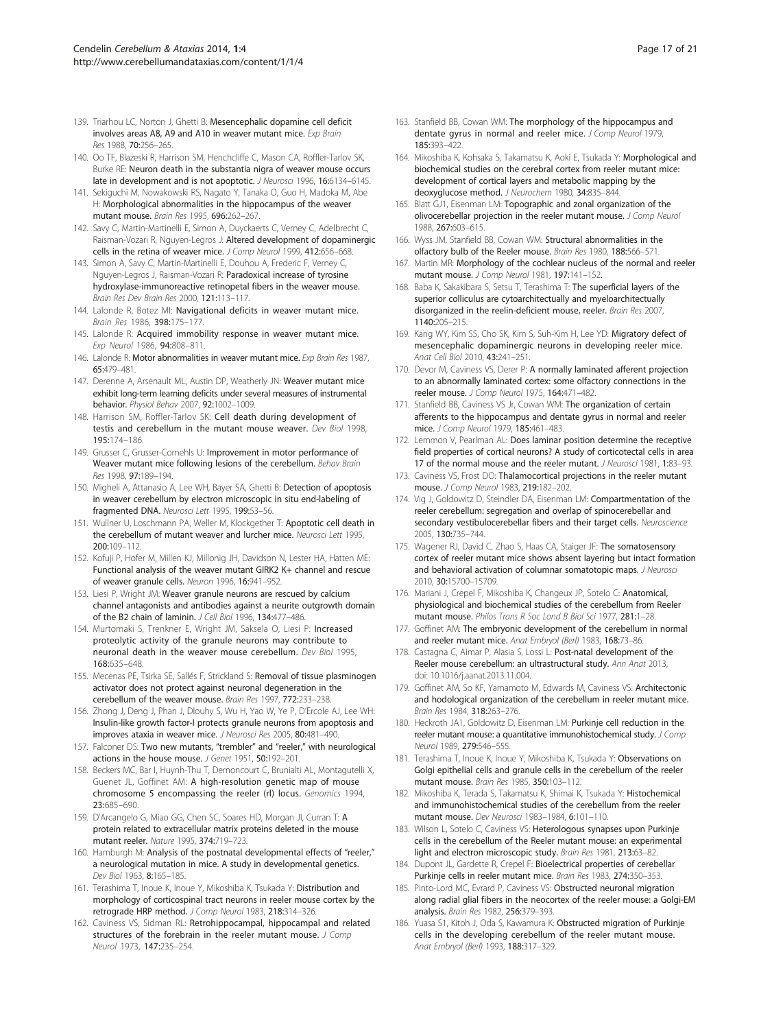139. Triarhou LC, Norton J, Ghetti B: **Mesencephalic dopamine cell deficit involves areas A8, A9 and A10 in weaver mutant mice.** *Exp Brain Res* 1988, **70:**256–265.

140. Oo TF, Blazeski R, Harrison SM, Henchcliffe C, Mason CA, Roffler-Tarlov SK, Burke RE: **Neuron death in the substantia nigra of weaver mouse occurs late in development and is not apoptotic.** *J Neurosci* 1996, **16:**6134–6145.

141. Sekiguchi M, Nowakowski RS, Nagato Y, Tanaka O, Guo H, Madoka M, Abe H: **Morphological abnormalities in the hippocampus of the weaver mutant mouse.** *Brain Res* 1995, **696:**262–267.

142. Savy C, Martin-Martinelli E, Simon A, Duyckaerts C, Verney C, Adelbrecht C, Raisman-Vozari R, Nguyen-Legros J: **Altered development of dopaminergic cells in the retina of weaver mice.** *J Comp Neurol* 1999, **412:**656–668.

143. Simon A, Savy C, Martin-Martinelli E, Douhou A, Frederic F, Verney C, Nguyen-Legros J, Raisman-Vozari R: **Paradoxical increase of tyrosine hydroxylase-immunoreactive retinopetal fibers in the weaver mouse.** *Brain Res Dev Brain Res* 2000, **121:**113–117.

144. Lalonde R, Botez MI: **Navigational deficits in weaver mutant mice.** *Brain Res* 1986, **398:**175–177.

145. Lalonde R: **Acquired immobility response in weaver mutant mice.** *Exp Neurol* 1986, **94:**808–811.

146. Lalonde R: **Motor abnormalities in weaver mutant mice.** *Exp Brain Res* 1987, **65:**479–481.

147. Derenne A, Arsenault ML, Austin DP, Weatherly JN: **Weaver mutant mice exhibit long-term learning deficits under several measures of instrumental behavior.** *Physiol Behav* 2007, **92:**1002–1009.

148. Harrison SM, Roffler-Tarlov SK: **Cell death during development of testis and cerebellum in the mutant mouse weaver.** *Dev Biol* 1998, **195:**174–186.

149. Grusser C, Grusser-Cornehls U: **Improvement in motor performance of Weaver mutant mice following lesions of the cerebellum.** *Behav Brain Res* 1998, **97:**189–194.

150. Migheli A, Attanasio A, Lee WH, Bayer SA, Ghetti B: **Detection of apoptosis in weaver cerebellum by electron microscopic in situ end-labeling of fragmented DNA.** *Neurosci Lett* 1995, **199:**53–56.

151. Wullner U, Loschmann PA, Weller M, Klockgether T: **Apoptotic cell death in the cerebellum of mutant weaver and lurcher mice.** *Neurosci Lett* 1995, **200:**109–112.

152. Kofuji P, Hofer M, Millen KJ, Millonig JH, Davidson N, Lester HA, Hatten ME: **Functional analysis of the weaver mutant GIRK2 K+ channel and rescue of weaver granule cells.** *Neuron* 1996, **16:**941–952.

153. Liesi P, Wright JM: **Weaver granule neurons are rescued by calcium channel antagonists and antibodies against a neurite outgrowth domain of the B2 chain of laminin.** *J Cell Biol* 1996, **134:**477–486.

154. Murtomaki S, Trenkner E, Wright JM, Saksela O, Liesi P: **Increased proteolytic activity of the granule neurons may contribute to neuronal death in the weaver mouse cerebellum.** *Dev Biol* 1995, **168:**635–648.

155. Mecenas PE, Tsirka SE, Sallés F, Strickland S: **Removal of tissue plasminogen activator does not protect against neuronal degeneration in the cerebellum of the weaver mouse.** *Brain Res* 1997, **772:**233–238.

156. Zhong J, Deng J, Phan J, Dlouhy S, Wu H, Yao W, Ye P, D'Ercole AJ, Lee WH: **Insulin-like growth factor-I protects granule neurons from apoptosis and improves ataxia in weaver mice.** *J Neurosci Res* 2005, **80:**481–490.

157. Falconer DS: **Two new mutants, "trembler" and "reeler," with neurological actions in the house mouse.** *J Genet* 1951, **50:**192–201.

158. Beckers MC, Bar I, Huynh-Thu T, Dernoncourt C, Brunialti AL, Montagutelli X, Guenet JL, Goffinet AM: **A high-resolution genetic map of mouse chromosome 5 encompassing the reeler (rl) locus.** *Genomics* 1994, **23:**685–690.

159. D'Arcangelo G, Miao GG, Chen SC, Soares HD, Morgan JI, Curran T: **A protein related to extracellular matrix proteins deleted in the mouse mutant reeler.** *Nature* 1995, **374:**719–723.

160. Hamburgh M: **Analysis of the postnatal developmental effects of "reeler," a neurological mutation in mice. A study in developmental genetics.** *Dev Biol* 1963, **8:**165–185.

161. Terashima T, Inoue K, Inoue Y, Mikoshiba K, Tsukada Y: **Distribution and morphology of corticospinal tract neurons in reeler mouse cortex by the retrograde HRP method.** *J Comp Neurol* 1983, **218:**314–326.

162. Caviness VS, Sidman RL: **Retrohippocampal, hippocampal and related structures of the forebrain in the reeler mutant mouse.** *J Comp Neurol* 1973, **147:**235–254.

163. Stanfield BB, Cowan WM: **The morphology of the hippocampus and dentate gyrus in normal and reeler mice.** *J Comp Neurol* 1979, **185:**393–422.

164. Mikoshiba K, Kohsaka S, Takamatsu K, Aoki E, Tsukada Y: **Morphological and biochemical studies on the cerebral cortex from reeler mutant mice: development of cortical layers and metabolic mapping by the deoxyglucose method.** *J Neurochem* 1980, **34:**835–844.

165. Blatt GJ1, Eisenman LM: **Topographic and zonal organization of the olivocerebellar projection in the reeler mutant mouse.** *J Comp Neurol* 1988, **267:**603–615.

166. Wyss JM, Stanfield BB, Cowan WM: **Structural abnormalities in the olfactory bulb of the Reeler mouse.** *Brain Res* 1980, **188:**566–571.

167. Martin MR: **Morphology of the cochlear nucleus of the normal and reeler mutant mouse.** *J Comp Neurol* 1981, **197:**141–152.

168. Baba K, Sakakibara S, Setsu T, Terashima T: **The superficial layers of the superior colliculus are cytoarchitectually and myeloarchitectually disorganized in the reelin-deficient mouse, reeler.** *Brain Res* 2007, **1140:**205–215.

169. Kang WY, Kim SS, Cho SK, Kim S, Suh-Kim H, Lee YD: **Migratory defect of mesencephalic dopaminergic neurons in developing reeler mice.** *Anat Cell Biol* 2010, **43:**241–251.

170. Devor M, Caviness VS, Derer P: **A normally laminated afferent projection to an abnormally laminated cortex: some olfactory connections in the reeler mouse.** *J Comp Neurol* 1975, **164:**471–482.

171. Stanfield BB, Caviness VS Jr, Cowan WM: **The organization of certain afferents to the hippocampus and dentate gyrus in normal and reeler mice.** *J Comp Neurol* 1979, **185:**461–483.

172. Lemmon V, Pearlman AL: **Does laminar position determine the receptive field properties of cortical neurons? A study of corticotectal cells in area 17 of the normal mouse and the reeler mutant.** *J Neurosci* 1981, **1:**83–93.

173. Caviness VS, Frost DO: **Thalamocortical projections in the reeler mutant mouse.** *J Comp Neurol* 1983, **219:**182–202.

174. Vig J, Goldowitz D, Steindler DA, Eisenman LM: **Compartmentation of the reeler cerebellum: segregation and overlap of spinocerebellar and secondary vestibulocerebellar fibers and their target cells.** *Neuroscience* 2005, **130:**735–744.

175. Wagener RJ, David C, Zhao S, Haas CA, Staiger JF: **The somatosensory cortex of reeler mutant mice shows absent layering but intact formation and behavioral activation of columnar somatotopic maps.** *J Neurosci* 2010, **30:**15700–15709.

176. Mariani J, Crepel F, Mikoshiba K, Changeux JP, Sotelo C: **Anatomical, physiological and biochemical studies of the cerebellum from Reeler mutant mouse.** *Philos Trans R Soc Lond B Biol Sci* 1977, **281:**1–28.

177. Goffinet AM: **The embryonic development of the cerebellum in normal and reeler mutant mice.** *Anat Embryol (Berl)* 1983, **168:**73–86.

178. Castagna C, Aimar P, Alasia S, Lossi L: **Post-natal development of the Reeler mouse cerebellum: an ultrastructural study.** *Ann Anat* 2013, doi: 10.1016/j.aanat.2013.11.004.

179. Goffinet AM, So KF, Yamamoto M, Edwards M, Caviness VS: **Architectonic and hodological organization of the cerebellum in reeler mutant mice.** *Brain Res* 1984, **318:**263–276.

180. Heckroth JA1, Goldowitz D, Eisenman LM: **Purkinje cell reduction in the reeler mutant mouse: a quantitative immunohistochemical study.** *J Comp Neurol* 1989, **279:**546–555.

181. Terashima T, Inoue K, Inoue Y, Mikoshiba K, Tsukada Y: **Observations on Golgi epithelial cells and granule cells in the cerebellum of the reeler mutant mouse.** *Brain Res* 1985, **350:**103–112.

182. Mikoshiba K, Terada S, Takamatsu K, Shimai K, Tsukada Y: **Histochemical and immunohistochemical studies of the cerebellum from the reeler mutant mouse.** *Dev Neurosci* 1983–1984, **6:**101–110.

183. Wilson L, Sotelo C, Caviness VS: **Heterologous synapses upon Purkinje cells in the cerebellum of the Reeler mutant mouse: an experimental light and electron microscopic study.** *Brain Res* 1981, **213:**63–82.

184. Dupont JL, Gardette R, Crepel F: **Bioelectrical properties of cerebellar Purkinje cells in reeler mutant mice.** *Brain Res* 1983, **274:**350–353.

185. Pinto-Lord MC, Evrard P, Caviness VS: **Obstructed neuronal migration along radial glial fibers in the neocortex of the reeler mouse: a Golgi-EM analysis.** *Brain Res* 1982, **256:**379–393.

186. Yuasa S1, Kitoh J, Oda S, Kawamura K: **Obstructed migration of Purkinje cells in the developing cerebellum of the reeler mutant mouse.** *Anat Embryol (Berl)* 1993, **188:**317–329.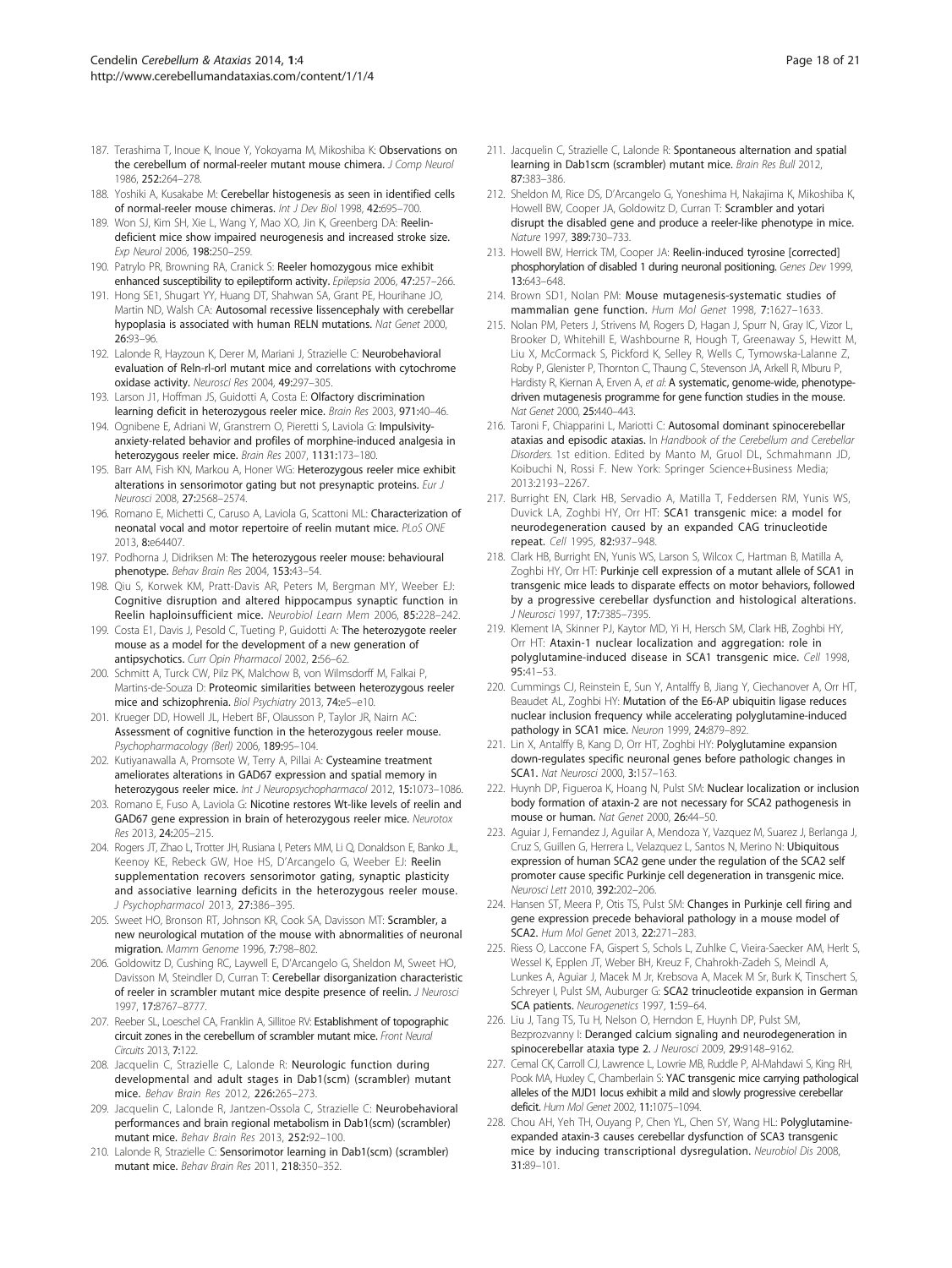187. Terashima T, Inoue K, Inoue Y, Yokoyama M, Mikoshiba K: **Observations on the cerebellum of normal-reeler mutant mouse chimera.** *J Comp Neurol* 1986, **252:**264–278.

188. Yoshiki A, Kusakabe M: **Cerebellar histogenesis as seen in identified cells of normal-reeler mouse chimeras.** *Int J Dev Biol* 1998, **42:**695–700.

189. Won SJ, Kim SH, Xie L, Wang Y, Mao XO, Jin K, Greenberg DA: **Reelin-deficient mice show impaired neurogenesis and increased stroke size.** *Exp Neurol* 2006, **198:**250–259.

190. Patrylo PR, Browning RA, Cranick S: **Reeler homozygous mice exhibit enhanced susceptibility to epileptiform activity.** *Epilepsia* 2006, **47:**257–266.

191. Hong SE1, Shugart YY, Huang DT, Shahwan SA, Grant PE, Hourihane JO, Martin ND, Walsh CA: **Autosomal recessive lissencephaly with cerebellar hypoplasia is associated with human RELN mutations.** *Nat Genet* 2000, **26:**93–96.

192. Lalonde R, Hayzoun K, Derer M, Mariani J, Strazielle C: **Neurobehavioral evaluation of Reln-rl-orl mutant mice and correlations with cytochrome oxidase activity.** *Neurosci Res* 2004, **49:**297–305.

193. Larson J1, Hoffman JS, Guidotti A, Costa E: **Olfactory discrimination learning deficit in heterozygous reeler mice.** *Brain Res* 2003, **971:**40–46.

194. Ognibene E, Adriani W, Granstrem O, Pieretti S, Laviola G: **Impulsivity-anxiety-related behavior and profiles of morphine-induced analgesia in heterozygous reeler mice.** *Brain Res* 2007, **1131:**173–180.

195. Barr AM, Fish KN, Markou A, Honer WG: **Heterozygous reeler mice exhibit alterations in sensorimotor gating but not presynaptic proteins.** *Eur J Neurosci* 2008, **27:**2568–2574.

196. Romano E, Michetti C, Caruso A, Laviola G, Scattoni ML: **Characterization of neonatal vocal and motor repertoire of reelin mutant mice.** *PLoS ONE* 2013, **8:**e64407.

197. Podhorna J, Didriksen M: **The heterozygous reeler mouse: behavioural phenotype.** *Behav Brain Res* 2004, **153:**43–54.

198. Qiu S, Korwek KM, Pratt-Davis AR, Peters M, Bergman MY, Weeber EJ: **Cognitive disruption and altered hippocampus synaptic function in Reelin haploinsufficient mice.** *Neurobiol Learn Mem* 2006, **85:**228–242.

199. Costa E1, Davis J, Pesold C, Tueting P, Guidotti A: **The heterozygote reeler mouse as a model for the development of a new generation of antipsychotics.** *Curr Opin Pharmacol* 2002, **2:**56–62.

200. Schmitt A, Turck CW, Pilz PK, Malchow B, von Wilmsdorff M, Falkai P, Martins-de-Souza D: **Proteomic similarities between heterozygous reeler mice and schizophrenia.** *Biol Psychiatry* 2013, **74:**e5–e10.

201. Krueger DD, Howell JL, Hebert BF, Olausson P, Taylor JR, Nairn AC: **Assessment of cognitive function in the heterozygous reeler mouse.** *Psychopharmacology (Berl)* 2006, **189:**95–104.

202. Kutiyanawalla A, Promsote W, Terry A, Pillai A: **Cysteamine treatment ameliorates alterations in GAD67 expression and spatial memory in heterozygous reeler mice.** *Int J Neuropsychopharmacol* 2012, **15:**1073–1086.

203. Romano E, Fuso A, Laviola G: **Nicotine restores Wt-like levels of reelin and GAD67 gene expression in brain of heterozygous reeler mice.** *Neurotox Res* 2013, **24:**205–215.

204. Rogers JT, Zhao L, Trotter JH, Rusiana I, Peters MM, Li Q, Donaldson E, Banko JL, Keenoy KE, Rebeck GW, Hoe HS, D'Arcangelo G, Weeber EJ: **Reelin supplementation recovers sensorimotor gating, synaptic plasticity and associative learning deficits in the heterozygous reeler mouse.** *J Psychopharmacol* 2013, **27:**386–395.

205. Sweet HO, Bronson RT, Johnson KR, Cook SA, Davisson MT: **Scrambler, a new neurological mutation of the mouse with abnormalities of neuronal migration.** *Mamm Genome* 1996, **7:**798–802.

206. Goldowitz D, Cushing RC, Laywell E, D'Arcangelo G, Sheldon M, Sweet HO, Davisson M, Steindler D, Curran T: **Cerebellar disorganization characteristic of reeler in scrambler mutant mice despite presence of reelin.** *J Neurosci* 1997, **17:**8767–8777.

207. Reeber SL, Loeschel CA, Franklin A, Sillitoe RV: **Establishment of topographic circuit zones in the cerebellum of scrambler mutant mice.** *Front Neural Circuits* 2013, **7:**122.

208. Jacquelin C, Strazielle C, Lalonde R: **Neurologic function during developmental and adult stages in Dab1(scm) (scrambler) mutant mice.** *Behav Brain Res* 2012, **226:**265–273.

209. Jacquelin C, Lalonde R, Jantzen-Ossola C, Strazielle C: **Neurobehavioral performances and brain regional metabolism in Dab1(scm) (scrambler) mutant mice.** *Behav Brain Res* 2013, **252:**92–100.

210. Lalonde R, Strazielle C: **Sensorimotor learning in Dab1(scm) (scrambler) mutant mice.** *Behav Brain Res* 2011, **218:**350–352.

211. Jacquelin C, Strazielle C, Lalonde R: **Spontaneous alternation and spatial learning in Dab1scm (scrambler) mutant mice.** *Brain Res Bull* 2012, **87:**383–386.

212. Sheldon M, Rice DS, D'Arcangelo G, Yoneshima H, Nakajima K, Mikoshiba K, Howell BW, Cooper JA, Goldowitz D, Curran T: **Scrambler and yotari disrupt the disabled gene and produce a reeler-like phenotype in mice.** *Nature* 1997, **389:**730–733.

213. Howell BW, Herrick TM, Cooper JA: **Reelin-induced tyrosine [corrected] phosphorylation of disabled 1 during neuronal positioning.** *Genes Dev* 1999, **13:**643–648.

214. Brown SD1, Nolan PM: **Mouse mutagenesis-systematic studies of mammalian gene function.** *Hum Mol Genet* 1998, **7:**1627–1633.

215. Nolan PM, Peters J, Strivens M, Rogers D, Hagan J, Spurr N, Gray IC, Vizor L, Brooker D, Whitehill E, Washbourne R, Hough T, Greenaway S, Hewitt M, Liu X, McCormack S, Pickford K, Selley R, Wells C, Tymowska-Lalanne Z, Roby P, Glenister P, Thornton C, Thaung C, Stevenson JA, Arkell R, Mburu P, Hardisty R, Kiernan A, Erven A, *et al*: **A systematic, genome-wide, phenotype-driven mutagenesis programme for gene function studies in the mouse.** *Nat Genet* 2000, **25:**440–443.

216. Taroni F, Chiapparini L, Mariotti C: **Autosomal dominant spinocerebellar ataxias and episodic ataxias.** In *Handbook of the Cerebellum and Cerebellar Disorders.* 1st edition. Edited by Manto M, Gruol DL, Schmahmann JD, Koibuchi N, Rossi F. New York: Springer Science+Business Media; 2013:2193–2267.

217. Burright EN, Clark HB, Servadio A, Matilla T, Feddersen RM, Yunis WS, Duvick LA, Zoghbi HY, Orr HT: **SCA1 transgenic mice: a model for neurodegeneration caused by an expanded CAG trinucleotide repeat.** *Cell* 1995, **82:**937–948.

218. Clark HB, Burright EN, Yunis WS, Larson S, Wilcox C, Hartman B, Matilla A, Zoghbi HY, Orr HT: **Purkinje cell expression of a mutant allele of SCA1 in transgenic mice leads to disparate effects on motor behaviors, followed by a progressive cerebellar dysfunction and histological alterations.** *J Neurosci* 1997, **17:**7385–7395.

219. Klement IA, Skinner PJ, Kaytor MD, Yi H, Hersch SM, Clark HB, Zoghbi HY, Orr HT: **Ataxin-1 nuclear localization and aggregation: role in polyglutamine-induced disease in SCA1 transgenic mice.** *Cell* 1998, **95:**41–53.

220. Cummings CJ, Reinstein E, Sun Y, Antalffy B, Jiang Y, Ciechanover A, Orr HT, Beaudet AL, Zoghbi HY: **Mutation of the E6-AP ubiquitin ligase reduces nuclear inclusion frequency while accelerating polyglutamine-induced pathology in SCA1 mice.** *Neuron* 1999, **24:**879–892.

221. Lin X, Antalffy B, Kang D, Orr HT, Zoghbi HY: **Polyglutamine expansion down-regulates specific neuronal genes before pathologic changes in SCA1.** *Nat Neurosci* 2000, **3:**157–163.

222. Huynh DP, Figueroa K, Hoang N, Pulst SM: **Nuclear localization or inclusion body formation of ataxin-2 are not necessary for SCA2 pathogenesis in mouse or human.** *Nat Genet* 2000, **26:**44–50.

223. Aguiar J, Fernandez J, Aguilar A, Mendoza Y, Vazquez M, Suarez J, Berlanga J, Cruz S, Guillen G, Herrera L, Velazquez L, Santos N, Merino N: **Ubiquitous expression of human SCA2 gene under the regulation of the SCA2 self promoter cause specific Purkinje cell degeneration in transgenic mice.** *Neurosci Lett* 2010, **392:**202–206.

224. Hansen ST, Meera P, Otis TS, Pulst SM: **Changes in Purkinje cell firing and gene expression precede behavioral pathology in a mouse model of SCA2.** *Hum Mol Genet* 2013, **22:**271–283.

225. Riess O, Laccone FA, Gispert S, Schols L, Zuhlke C, Vieira-Saecker AM, Herlt S, Wessel K, Epplen JT, Weber BH, Kreuz F, Chahrokh-Zadeh S, Meindl A, Lunkes A, Aguiar J, Macek M Jr, Krebsova A, Macek M Sr, Burk K, Tinschert S, Schreyer I, Pulst SM, Auburger G: **SCA2 trinucleotide expansion in German SCA patients.** *Neurogenetics* 1997, **1:**59–64.

226. Liu J, Tang TS, Tu H, Nelson O, Herndon E, Huynh DP, Pulst SM, Bezprozvanny I: **Deranged calcium signaling and neurodegeneration in spinocerebellar ataxia type 2.** *J Neurosci* 2009, **29:**9148–9162.

227. Cemal CK, Carroll CJ, Lawrence L, Lowrie MB, Ruddle P, Al-Mahdawi S, King RH, Pook MA, Huxley C, Chamberlain S: **YAC transgenic mice carrying pathological alleles of the MJD1 locus exhibit a mild and slowly progressive cerebellar deficit.** *Hum Mol Genet* 2002, **11:**1075–1094.

228. Chou AH, Yeh TH, Ouyang P, Chen YL, Chen SY, Wang HL: **Polyglutamine-expanded ataxin-3 causes cerebellar dysfunction of SCA3 transgenic mice by inducing transcriptional dysregulation.** *Neurobiol Dis* 2008, **31:**89–101.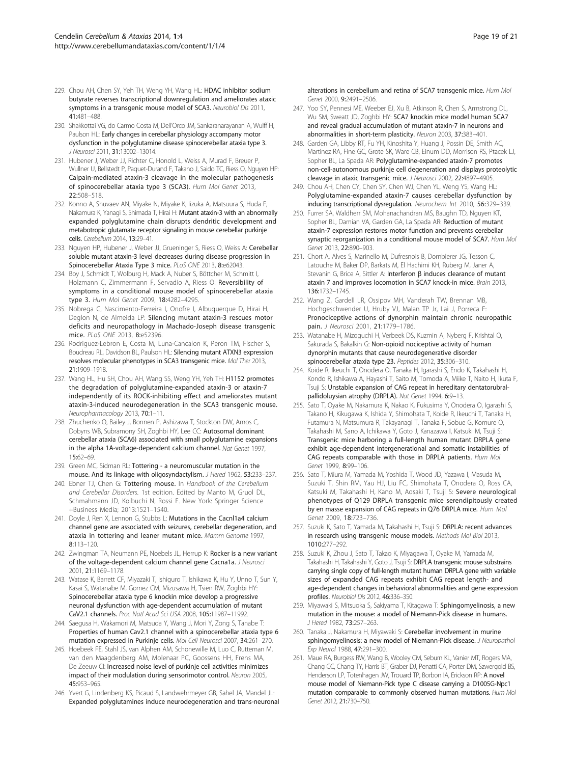229. Chou AH, Chen SY, Yeh TH, Weng YH, Wang HL: **HDAC inhibitor sodium butyrate reverses transcriptional downregulation and ameliorates ataxic symptoms in a transgenic mouse model of SCA3.** *Neurobiol Dis* 2011, **41:**481–488.
230. Shakkottai VG, do Carmo Costa M, Dell'Orco JM, Sankaranarayanan A, Wulff H, Paulson HL: **Early changes in cerebellar physiology accompany motor dysfunction in the polyglutamine disease spinocerebellar ataxia type 3.** *J Neurosci* 2011, **31:**13002–13014.
231. Hubener J, Weber JJ, Richter C, Honold L, Weiss A, Murad F, Breuer P, Wullner U, Bellstedt P, Paquet-Durand F, Takano J, Saido TC, Riess O, Nguyen HP: **Calpain-mediated ataxin-3 cleavage in the molecular pathogenesis of spinocerebellar ataxia type 3 (SCA3).** *Hum Mol Genet* 2013, **22:**508–518.
232. Konno A, Shuvaev AN, Miyake N, Miyake K, Iizuka A, Matsuura S, Huda F, Nakamura K, Yanagi S, Shimada T, Hirai H: **Mutant ataxin-3 with an abnormally expanded polyglutamine chain disrupts dendritic development and metabotropic glutamate receptor signaling in mouse cerebellar purkinje cells.** *Cerebellum* 2014, **13:**29–41.
233. Nguyen HP, Hubener J, Weber JJ, Grueninger S, Riess O, Weiss A: **Cerebellar soluble mutant ataxin-3 level decreases during disease progression in Spinocerebellar Ataxia Type 3 mice.** *PLoS ONE* 2013, **8:**e62043.
234. Boy J, Schmidt T, Wolburg H, Mack A, Nuber S, Böttcher M, Schmitt I, Holzmann C, Zimmermann F, Servadio A, Riess O: **Reversibility of symptoms in a conditional mouse model of spinocerebellar ataxia type 3.** *Hum Mol Genet* 2009, **18:**4282–4295.
235. Nobrega C, Nascimento-Ferreira I, Onofre I, Albuquerque D, Hirai H, Deglon N, de Almeida LP: **Silencing mutant ataxin-3 rescues motor deficits and neuropathology in Machado-Joseph disease transgenic mice.** *PLoS ONE* 2013, **8:**e52396.
236. Rodriguez-Lebron E, Costa M, Luna-Cancalon K, Peron TM, Fischer S, Boudreau RL, Davidson BL, Paulson HL: **Silencing mutant ATXN3 expression resolves molecular phenotypes in SCA3 transgenic mice.** *Mol Ther* 2013, **21:**1909–1918.
237. Wang HL, Hu SH, Chou AH, Wang SS, Weng YH, Yeh TH: **H1152 promotes the degradation of polyglutamine-expanded ataxin-3 or ataxin-7 independently of its ROCK-inhibiting effect and ameliorates mutant ataxin-3-induced neurodegeneration in the SCA3 transgenic mouse.** *Neuropharmacology* 2013, **70:**1–11.
238. Zhuchenko O, Bailey J, Bonnen P, Ashizawa T, Stockton DW, Amos C, Dobyns WB, Subramony SH, Zoghbi HY, Lee CC: **Autosomal dominant cerebellar ataxia (SCA6) associated with small polyglutamine expansions in the alpha 1A-voltage-dependent calcium channel.** *Nat Genet* 1997, **15:**62–69.
239. Green MC, Sidman RL: **Tottering - a neuromuscular mutation in the mouse. And its linkage with oligosyndactylism.** *J Hered* 1962, **53:**233–237.
240. Ebner TJ, Chen G: **Tottering mouse.** In *Handbook of the Cerebellum and Cerebellar Disorders.* 1st edition. Edited by Manto M, Gruol DL, Schmahmann JD, Koibuchi N, Rossi F. New York: Springer Science +Business Media; 2013:1521–1540.
241. Doyle J, Ren X, Lennon G, Stubbs L: **Mutations in the Cacnl1a4 calcium channel gene are associated with seizures, cerebellar degeneration, and ataxia in tottering and leaner mutant mice.** *Mamm Genome* 1997, **8:**113–120.
242. Zwingman TA, Neumann PE, Noebels JL, Herrup K: **Rocker is a new variant of the voltage-dependent calcium channel gene Cacna1a.** *J Neurosci* 2001, **21:**1169–1178.
243. Watase K, Barrett CF, Miyazaki T, Ishiguro T, Ishikawa K, Hu Y, Unno T, Sun Y, Kasai S, Watanabe M, Gomez CM, Mizusawa H, Tsien RW, Zoghbi HY: **Spinocerebellar ataxia type 6 knockin mice develop a progressive neuronal dysfunction with age-dependent accumulation of mutant CaV2.1 channels.** *Proc Natl Acad Sci USA* 2008, **105:**11987–11992.
244. Saegusa H, Wakamori M, Matsuda Y, Wang J, Mori Y, Zong S, Tanabe T: **Properties of human Cav2.1 channel with a spinocerebellar ataxia type 6 mutation expressed in Purkinje cells.** *Mol Cell Neurosci* 2007, **34:**261–270.
245. Hoebeek FE, Stahl JS, van Alphen AM, Schonewille M, Luo C, Rutteman M, van den Maagdenberg AM, Molenaar PC, Goossens HH, Frens MA, De Zeeuw CI: **Increased noise level of purkinje cell activities minimizes impact of their modulation during sensorimotor control.** *Neuron* 2005, **45:**953–965.
246. Yvert G, Lindenberg KS, Picaud S, Landwehrmeyer GB, Sahel JA, Mandel JL: **Expanded polyglutamines induce neurodegeneration and trans-neuronal alterations in cerebellum and retina of SCA7 transgenic mice.** *Hum Mol Genet* 2000, **9:**2491–2506.
247. Yoo SY, Pennesi ME, Weeber EJ, Xu B, Atkinson R, Chen S, Armstrong DL, Wu SM, Sweatt JD, Zoghbi HY: **SCA7 knockin mice model human SCA7 and reveal gradual accumulation of mutant ataxin-7 in neurons and abnormalities in short-term plasticity.** *Neuron* 2003, **37:**383–401.
248. Garden GA, Libby RT, Fu YH, Kinoshita Y, Huang J, Possin DE, Smith AC, Martinez RA, Fine GC, Grote SK, Ware CB, Einum DD, Morrison RS, Ptacek LJ, Sopher BL, La Spada AR: **Polyglutamine-expanded ataxin-7 promotes non-cell-autonomous purkinje cell degeneration and displays proteolytic cleavage in ataxic transgenic mice.** *J Neurosci* 2002, **22:**4897–4905.
249. Chou AH, Chen CY, Chen SY, Chen WJ, Chen YL, Weng YS, Wang HL: **Polyglutamine-expanded ataxin-7 causes cerebellar dysfunction by inducing transcriptional dysregulation.** *Neurochem Int* 2010, **56:**329–339.
250. Furrer SA, Waldherr SM, Mohanachandran MS, Baughn TD, Nguyen KT, Sopher BL, Damian VA, Garden GA, La Spada AR: **Reduction of mutant ataxin-7 expression restores motor function and prevents cerebellar synaptic reorganization in a conditional mouse model of SCA7.** *Hum Mol Genet* 2013, **22:**890–903.
251. Chort A, Alves S, Marinello M, Dufresnois B, Dornbierer JG, Tesson C, Latouche M, Baker DP, Barkats M, El Hachimi KH, Ruberg M, Janer A, Stevanin G, Brice A, Sittler A: **Interferon β induces clearance of mutant ataxin 7 and improves locomotion in SCA7 knock-in mice.** *Brain* 2013, **136:**1732–1745.
252. Wang Z, Gardell LR, Ossipov MH, Vanderah TW, Brennan MB, Hochgeschwender U, Hruby VJ, Malan TP Jr, Lai J, Porreca F: **Pronociceptive actions of dynorphin maintain chronic neuropathic pain.** *J Neurosci* 2001, **21:**1779–1786.
253. Watanabe H, Mizoguchi H, Verbeek DS, Kuzmin A, Nyberg F, Krishtal O, Sakurada S, Bakalkin G: **Non-opioid nociceptive activity of human dynorphin mutants that cause neurodegenerative disorder spinocerebellar ataxia type 23.** *Peptides* 2012, **35:**306–310.
254. Koide R, Ikeuchi T, Onodera O, Tanaka H, Igarashi S, Endo K, Takahashi H, Kondo R, Ishikawa A, Hayashi T, Saito M, Tomoda A, Miike T, Naito H, Ikuta F, Tsuji S: **Unstable expansion of CAG repeat in hereditary dentatorubral-pallidoluysian atrophy (DRPLA).** *Nat Genet* 1994, **6:**9–13.
255. Sato T, Oyake M, Nakamura K, Nakao K, Fukusima Y, Onodera O, Igarashi S, Takano H, Kikugawa K, Ishida Y, Shimohata T, Koide R, Ikeuchi T, Tanaka H, Futamura N, Matsumura R, Takayanagi T, Tanaka F, Sobue G, Komure O, Takahashi M, Sano A, Ichikawa Y, Goto J, Kanazawa I, Katsuki M, Tsuji S: **Transgenic mice harboring a full-length human mutant DRPLA gene exhibit age-dependent intergenerational and somatic instabilities of CAG repeats comparable with those in DRPLA patients.** *Hum Mol Genet* 1999, **8:**99–106.
256. Sato T, Miura M, Yamada M, Yoshida T, Wood JD, Yazawa I, Masuda M, Suzuki T, Shin RM, Yau HJ, Liu FC, Shimohata T, Onodera O, Ross CA, Katsuki M, Takahashi H, Kano M, Aosaki T, Tsuji S: **Severe neurological phenotypes of Q129 DRPLA transgenic mice serendipitously created by en masse expansion of CAG repeats in Q76 DRPLA mice.** *Hum Mol Genet* 2009, **18:**723–736.
257. Suzuki K, Sato T, Yamada M, Takahashi H, Tsuji S: **DRPLA: recent advances in research using transgenic mouse models.** *Methods Mol Biol* 2013, **1010:**277–292.
258. Suzuki K, Zhou J, Sato T, Takao K, Miyagawa T, Oyake M, Yamada M, Takahashi H, Takahashi Y, Goto J, Tsuji S: **DRPLA transgenic mouse substrains carrying single copy of full-length mutant human DRPLA gene with variable sizes of expanded CAG repeats exhibit CAG repeat length- and age-dependent changes in behavioral abnormalities and gene expression profiles.** *Neurobiol Dis* 2012, **46:**336–350.
259. Miyawaki S, Mitsuoka S, Sakiyama T, Kitagawa T: **Sphingomyelinosis, a new mutation in the mouse: a model of Niemann-Pick disease in humans.** *J Hered* 1982, **73:**257–263.
260. Tanaka J, Nakamura H, Miyawaki S: **Cerebellar involvement in murine sphingomyelinosis: a new model of Niemann-Pick disease.** *J Neuropathol Exp Neurol* 1988, **47:**291–300.
261. Maue RA, Burgess RW, Wang B, Wooley CM, Seburn KL, Vanier MT, Rogers MA, Chang CC, Chang TY, Harris BT, Graber DJ, Penatti CA, Porter DM, Szwergold BS, Henderson LP, Totenhagen JW, Trouard TP, Borbon IA, Erickson RP: **A novel mouse model of Niemann-Pick type C disease carrying a D1005G-Npc1 mutation comparable to commonly observed human mutations.** *Hum Mol Genet* 2012, **21:**730–750.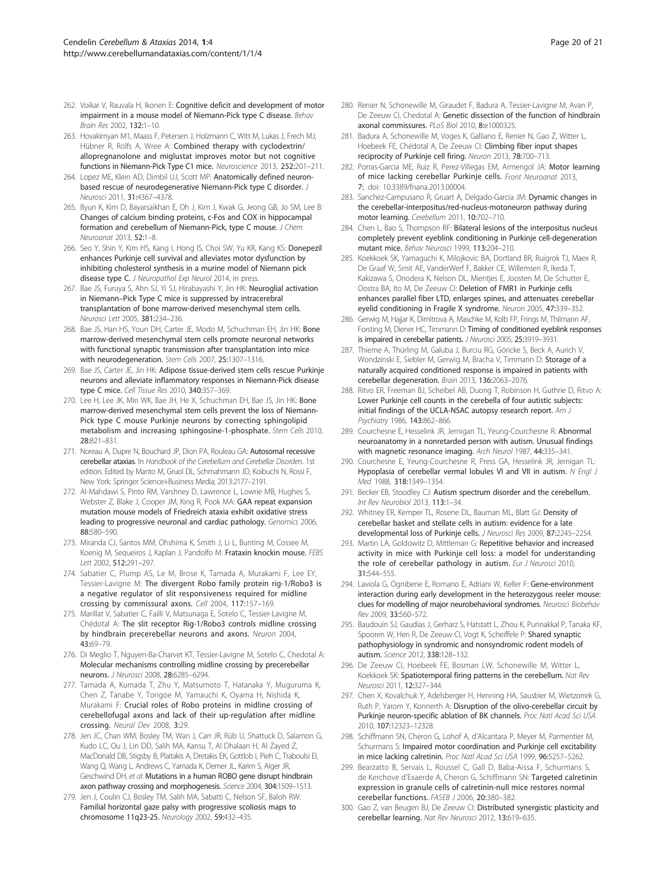262. Voikar V, Rauvala H, Ikonen E: **Cognitive deficit and development of motor impairment in a mouse model of Niemann-Pick type C disease.** *Behav Brain Res* 2002, **132:**1–10.
263. Hovakimyan M1, Maass F, Petersen J, Holzmann C, Witt M, Lukas J, Frech MJ, Hübner R, Rolfs A, Wree A: **Combined therapy with cyclodextrin/allopregnanolone and miglustat improves motor but not cognitive functions in Niemann-Pick Type C1 mice.** *Neuroscience* 2013, **252:**201–211.
264. Lopez ME, Klein AD, Dimbil UJ, Scott MP: **Anatomically defined neuron-based rescue of neurodegenerative Niemann-Pick type C disorder.** *J Neurosci* 2011, **31:**4367–4378.
265. Byun K, Kim D, Bayarsaikhan E, Oh J, Kim J, Kwak G, Jeong GB, Jo SM, Lee B: **Changes of calcium binding proteins, c-Fos and COX in hippocampal formation and cerebellum of Niemann-Pick, type C mouse.** *J Chem Neuroanat* 2013, **52:**1–8.
266. Seo Y, Shin Y, Kim HS, Kang I, Hong IS, Choi SW, Yu KR, Kang KS: **Donepezil enhances Purkinje cell survival and alleviates motor dysfunction by inhibiting cholesterol synthesis in a murine model of Niemann pick disease type C.** *J Neuropathol Exp Neurol* 2014, in press.
267. Bae JS, Furuya S, Ahn SJ, Yi SJ, Hirabayashi Y, Jin HK: **Neuroglial activation in Niemann–Pick Type C mice is suppressed by intracerebral transplantation of bone marrow-derived mesenchymal stem cells.** *Neurosci Lett* 2005, **381:**234–236.
268. Bae JS, Han HS, Youn DH, Carter JE, Modo M, Schuchman EH, Jin HK: **Bone marrow-derived mesenchymal stem cells promote neuronal networks with functional synaptic transmission after transplantation into mice with neurodegeneration.** *Stem Cells* 2007, **25:**1307–1316.
269. Bae JS, Carter JE, Jin HK: **Adipose tissue-derived stem cells rescue Purkinje neurons and alleviate inflammatory responses in Niemann-Pick disease type C mice.** *Cell Tissue Res* 2010, **340:**357–369.
270. Lee H, Lee JK, Min WK, Bae JH, He X, Schuchman EH, Bae JS, Jin HK: **Bone marrow-derived mesenchymal stem cells prevent the loss of Niemann-Pick type C mouse Purkinje neurons by correcting sphingolipid metabolism and increasing sphingosine-1-phosphate.** *Stem Cells* 2010, **28:**821–831.
271. Noreau A, Dupre N, Bouchard JP, Dion PA, Rouleau GA: **Autosomal recessive cerebellar ataxias.** In *Handbook of the Cerebellum and Cerebellar Disorders.* 1st edition. Edited by Manto M, Gruol DL, Schmahmann JD, Koibuchi N, Rossi F, New York: Springer Science+Business Media; 2013:2177–2191.
272. Al-Mahdawi S, Pinto RM, Varshney D, Lawrence L, Lowrie MB, Hughes S, Webster Z, Blake J, Cooper JM, King R, Pook MA: **GAA repeat expansion mutation mouse models of Friedreich ataxia exhibit oxidative stress leading to progressive neuronal and cardiac pathology.** *Genomics* 2006, **88:**580–590.
273. Miranda CJ, Santos MM, Ohshima K, Smith J, Li L, Bunting M, Cossee M, Koenig M, Sequeiros J, Kaplan J, Pandolfo M: **Frataxin knockin mouse.** *FEBS Lett* 2002, **512:**291–297.
274. Sabatier C, Plump AS, Le M, Brose K, Tamada A, Murakami F, Lee EY, Tessier-Lavigne M: **The divergent Robo family protein rig-1/Robo3 is a negative regulator of slit responsiveness required for midline crossing by commissural axons.** *Cell* 2004, **117:**157–169.
275. Marillat V, Sabatier C, Failli V, Matsunaga E, Sotelo C, Tessier-Lavigne M, Chédotal A: **The slit receptor Rig-1/Robo3 controls midline crossing by hindbrain precerebellar neurons and axons.** *Neuron* 2004, **43:**69–79.
276. Di Meglio T, Nguyen-Ba-Charvet KT, Tessier-Lavigne M, Sotelo C, Chedotal A: **Molecular mechanisms controlling midline crossing by precerebellar neurons.** *J Neurosci* 2008, **28:**6285–6294.
277. Tamada A, Kumada T, Zhu Y, Matsumoto T, Hatanaka Y, Muguruma K, Chen Z, Tanabe Y, Torigoe M, Yamauchi K, Oyama H, Nishida K, Murakami F: **Crucial roles of Robo proteins in midline crossing of cerebellofugal axons and lack of their up-regulation after midline crossing.** *Neural Dev* 2008, **3:**29.
278. Jen JC, Chan WM, Bosley TM, Wan J, Carr JR, Rüb U, Shattuck D, Salamon G, Kudo LC, Ou J, Lin DD, Salih MA, Kansu T, Al Dhalaan H, Al Zayed Z, MacDonald DB, Stigsby B, Plaitakis A, Dretakis EK, Gottlob I, Pieh C, Traboulsi EI, Wang Q, Wang L, Andrews C, Yamada K, Demer JL, Karim S, Alger JR, Geschwind DH, *et al*: **Mutations in a human ROBO gene disrupt hindbrain axon pathway crossing and morphogenesis.** *Science* 2004, **304:**1509–1513.
279. Jen J, Coulin CJ, Bosley TM, Salih MA, Sabatti C, Nelson SF, Baloh RW: **Familial horizontal gaze palsy with progressive scoliosis maps to chromosome 11q23-25.** *Neurology* 2002, **59:**432–435.
280. Renier N, Schonewille M, Giraudet F, Badura A, Tessier-Lavigne M, Avan P, De Zeeuw CI, Chedotal A: **Genetic dissection of the function of hindbrain axonal commissures.** *PLoS Biol* 2010, **8:**e1000325.
281. Badura A, Schonewille M, Voges K, Galliano E, Renier N, Gao Z, Witter L, Hoebeek FE, Chédotal A, De Zeeuw CI: **Climbing fiber input shapes reciprocity of Purkinje cell firing.** *Neuron* 2013, **78:**700–713.
282. Porras-Garcia ME, Ruiz R, Perez-Villegas EM, Armengol JA: **Motor learning of mice lacking cerebellar Purkinje cells.** *Front Neuroanat* 2013, **7:**. doi: 10.3389/fnana.2013.00004.
283. Sanchez-Campusano R, Gruart A, Delgado-Garcia JM: **Dynamic changes in the cerebellar-interpositus/red-nucleus-motoneuron pathway during motor learning.** *Cerebellum* 2011, **10:**702–710.
284. Chen L, Bao S, Thompson RF: **Bilateral lesions of the interpositus nucleus completely prevent eyeblink conditioning in Purkinje cell-degeneration mutant mice.** *Behav Neurosci* 1999, **113:**204–210.
285. Koekkoek SK, Yamaguchi K, Milojkovic BA, Dortland BR, Ruigrok TJ, Maex R, De Graaf W, Smit AE, VanderWerf F, Bakker CE, Willemsen R, Ikeda T, Kakizawa S, Onodera K, Nelson DL, Mientjes E, Joosten M, De Schutter E, Oostra BA, Ito M, De Zeeuw CI: **Deletion of FMR1 in Purkinje cells enhances parallel fiber LTD, enlarges spines, and attenuates cerebellar eyelid conditioning in Fragile X syndrome.** *Neuron* 2005, **47:**339–352.
286. Gerwig M, Hajjar K, Dimitrova A, Maschke M, Kolb FP, Frings M, Thilmann AF, Forsting M, Diener HC, Timmann D: **Timing of conditioned eyeblink responses is impaired in cerebellar patients.** *J Neurosci* 2005, **25:**3919–3931.
287. Thieme A, Thürling M, Galuba J, Burciu RG, Göricke S, Beck A, Aurich V, Wondzinski E, Siebler M, Gerwig M, Bracha V, Timmann D: **Storage of a naturally acquired conditioned response is impaired in patients with cerebellar degeneration.** *Brain* 2013, **136:**2063–2076.
288. Ritvo ER, Freeman BJ, Scheibel AB, Duong T, Robinson H, Guthrie D, Ritvo A: **Lower Purkinje cell counts in the cerebella of four autistic subjects: initial findings of the UCLA-NSAC autopsy research report.** *Am J Psychiatry* 1986, **143:**862–866.
289. Courchesne E, Hesselink JR, Jernigan TL, Yeung-Courchesne R: **Abnormal neuroanatomy in a nonretarded person with autism. Unusual findings with magnetic resonance imaging.** *Arch Neurol* 1987, **44:**335–341.
290. Courchesne E, Yeung-Courchesne R, Press GA, Hesselink JR, Jernigan TL: **Hypoplasia of cerebellar vermal lobules VI and VII in autism.** *N Engl J Med* 1988, **318:**1349–1354.
291. Becker EB, Stoodley CJ: **Autism spectrum disorder and the cerebellum.** *Int Rev Neurobiol* 2013, **113:**1–34.
292. Whitney ER, Kemper TL, Rosene DL, Bauman ML, Blatt GJ: **Density of cerebellar basket and stellate cells in autism: evidence for a late developmental loss of Purkinje cells.** *J Neurosci Res* 2009, **87:**2245–2254.
293. Martin LA, Goldowitz D, Mittleman G: **Repetitive behavior and increased activity in mice with Purkinje cell loss: a model for understanding the role of cerebellar pathology in autism.** *Eur J Neurosci* 2010, **31:**544–555.
294. Laviola G, Ognibene E, Romano E, Adriani W, Keller F: **Gene-environment interaction during early development in the heterozygous reeler mouse: clues for modelling of major neurobehavioral syndromes.** *Neurosci Biobehav Rev* 2009, **33:**560–572.
295. Baudouin SJ, Gaudias J, Gerharz S, Hatstatt L, Zhou K, Punnakkal P, Tanaka KF, Spooren W, Hen R, De Zeeuw CI, Vogt K, Scheiffele P: **Shared synaptic pathophysiology in syndromic and nonsyndromic rodent models of autism.** *Science* 2012, **338:**128–132.
296. De Zeeuw CI, Hoebeek FE, Bosman LW, Schonewille M, Witter L, Koekkoek SK: **Spatiotemporal firing patterns in the cerebellum.** *Nat Rev Neurosci* 2011, **12:**327–344.
297. Chen X, Kovalchuk Y, Adelsberger H, Henning HA, Sausbier M, Wietzorrek G, Ruth P, Yarom Y, Konnerth A: **Disruption of the olivo-cerebellar circuit by Purkinje neuron-specific ablation of BK channels.** *Proc Natl Acad Sci USA* 2010, **107:**12323–12328.
298. Schiffmann SN, Cheron G, Lohof A, d'Alcantara P, Meyer M, Parmentier M, Schurmans S: **Impaired motor coordination and Purkinje cell excitability in mice lacking calretinin.** *Proc Natl Acad Sci USA* 1999, **96:**5257–5262.
299. Bearzatto B, Servais L, Roussel C, Gall D, Baba-Aissa F, Schurmans S, de Kerchove d'Exaerde A, Cheron G, Schiffmann SN: **Targeted calretinin expression in granule cells of calretinin-null mice restores normal cerebellar functions.** *FASEB J* 2006, **20:**380–382.
300. Gao Z, van Beugen BJ, De Zeeuw CI: **Distributed synergistic plasticity and cerebellar learning.** *Nat Rev Neurosci* 2012, **13:**619–635.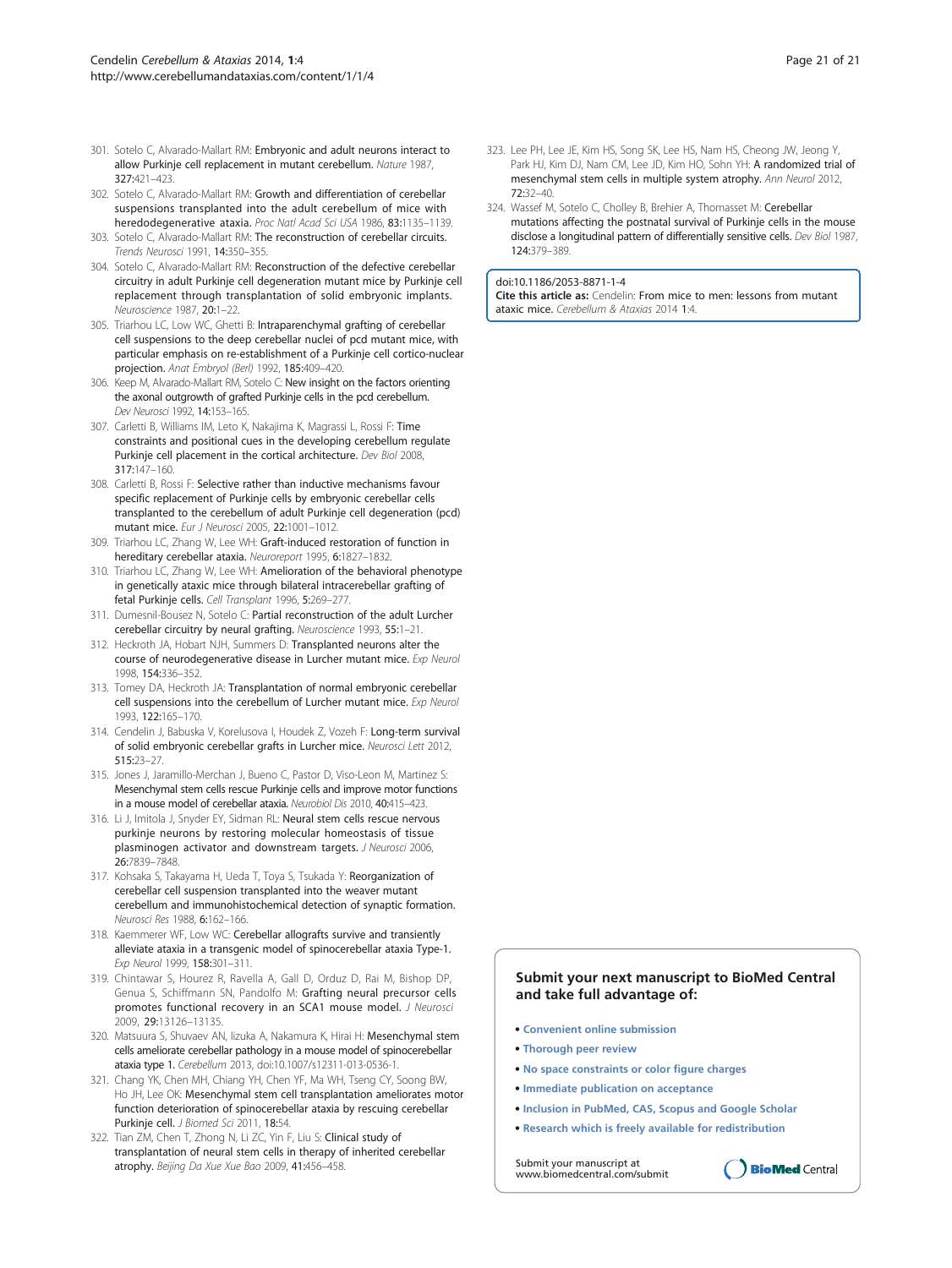301. Sotelo C, Alvarado-Mallart RM: **Embryonic and adult neurons interact to allow Purkinje cell replacement in mutant cerebellum.** *Nature* 1987, **327:**421–423.
302. Sotelo C, Alvarado-Mallart RM: **Growth and differentiation of cerebellar suspensions transplanted into the adult cerebellum of mice with heredodegenerative ataxia.** *Proc Natl Acad Sci USA* 1986, **83:**1135–1139.
303. Sotelo C, Alvarado-Mallart RM: **The reconstruction of cerebellar circuits.** *Trends Neurosci* 1991, **14:**350–355.
304. Sotelo C, Alvarado-Mallart RM: **Reconstruction of the defective cerebellar circuitry in adult Purkinje cell degeneration mutant mice by Purkinje cell replacement through transplantation of solid embryonic implants.** *Neuroscience* 1987, **20:**1–22.
305. Triarhou LC, Low WC, Ghetti B: **Intraparenchymal grafting of cerebellar cell suspensions to the deep cerebellar nuclei of pcd mutant mice, with particular emphasis on re-establishment of a Purkinje cell cortico-nuclear projection.** *Anat Embryol (Berl)* 1992, **185:**409–420.
306. Keep M, Alvarado-Mallart RM, Sotelo C: **New insight on the factors orienting the axonal outgrowth of grafted Purkinje cells in the pcd cerebellum.** *Dev Neurosci* 1992, **14:**153–165.
307. Carletti B, Williams IM, Leto K, Nakajima K, Magrassi L, Rossi F: **Time constraints and positional cues in the developing cerebellum regulate Purkinje cell placement in the cortical architecture.** *Dev Biol* 2008, **317:**147–160.
308. Carletti B, Rossi F: **Selective rather than inductive mechanisms favour specific replacement of Purkinje cells by embryonic cerebellar cells transplanted to the cerebellum of adult Purkinje cell degeneration (pcd) mutant mice.** *Eur J Neurosci* 2005, **22:**1001–1012.
309. Triarhou LC, Zhang W, Lee WH: **Graft-induced restoration of function in hereditary cerebellar ataxia.** *Neuroreport* 1995, **6:**1827–1832.
310. Triarhou LC, Zhang W, Lee WH: **Amelioration of the behavioral phenotype in genetically ataxic mice through bilateral intracerebellar grafting of fetal Purkinje cells.** *Cell Transplant* 1996, **5:**269–277.
311. Dumesnil-Bousez N, Sotelo C: **Partial reconstruction of the adult Lurcher cerebellar circuitry by neural grafting.** *Neuroscience* 1993, **55:**1–21.
312. Heckroth JA, Hobart NJH, Summers D: **Transplanted neurons alter the course of neurodegenerative disease in Lurcher mutant mice.** *Exp Neurol* 1998, **154:**336–352.
313. Tomey DA, Heckroth JA: **Transplantation of normal embryonic cerebellar cell suspensions into the cerebellum of Lurcher mutant mice.** *Exp Neurol* 1993, **122:**165–170.
314. Cendelin J, Babuska V, Korelusova I, Houdek Z, Vozeh F: **Long-term survival of solid embryonic cerebellar grafts in Lurcher mice.** *Neurosci Lett* 2012, **515:**23–27.
315. Jones J, Jaramillo-Merchan J, Bueno C, Pastor D, Viso-Leon M, Martinez S: **Mesenchymal stem cells rescue Purkinje cells and improve motor functions in a mouse model of cerebellar ataxia.** *Neurobiol Dis* 2010, **40:**415–423.
316. Li J, Imitola J, Snyder EY, Sidman RL: **Neural stem cells rescue nervous purkinje neurons by restoring molecular homeostasis of tissue plasminogen activator and downstream targets.** *J Neurosci* 2006, **26:**7839–7848.
317. Kohsaka S, Takayama H, Ueda T, Toya S, Tsukada Y: **Reorganization of cerebellar cell suspension transplanted into the weaver mutant cerebellum and immunohistochemical detection of synaptic formation.** *Neurosci Res* 1988, **6:**162–166.
318. Kaemmerer WF, Low WC: **Cerebellar allografts survive and transiently alleviate ataxia in a transgenic model of spinocerebellar ataxia Type-1.** *Exp Neurol* 1999, **158:**301–311.
319. Chintawar S, Hourez R, Ravella A, Gall D, Orduz D, Rai M, Bishop DP, Genua S, Schiffmann SN, Pandolfo M: **Grafting neural precursor cells promotes functional recovery in an SCA1 mouse model.** *J Neurosci* 2009, **29:**13126–13135.
320. Matsuura S, Shuvaev AN, Iizuka A, Nakamura K, Hirai H: **Mesenchymal stem cells ameliorate cerebellar pathology in a mouse model of spinocerebellar ataxia type 1.** *Cerebellum* 2013, doi:10.1007/s12311-013-0536-1.
321. Chang YK, Chen MH, Chiang YH, Chen YF, Ma WH, Tseng CY, Soong BW, Ho JH, Lee OK: **Mesenchymal stem cell transplantation ameliorates motor function deterioration of spinocerebellar ataxia by rescuing cerebellar Purkinje cell.** *J Biomed Sci* 2011, **18:**54.
322. Tian ZM, Chen T, Zhong N, Li ZC, Yin F, Liu S: **Clinical study of transplantation of neural stem cells in therapy of inherited cerebellar atrophy.** *Beijing Da Xue Xue Bao* 2009, **41:**456–458.
323. Lee PH, Lee JE, Kim HS, Song SK, Lee HS, Nam HS, Cheong JW, Jeong Y, Park HJ, Kim DJ, Nam CM, Lee JD, Kim HO, Sohn YH: **A randomized trial of mesenchymal stem cells in multiple system atrophy.** *Ann Neurol* 2012, **72:**32–40.
324. Wassef M, Sotelo C, Cholley B, Brehier A, Thomasset M: **Cerebellar mutations affecting the postnatal survival of Purkinje cells in the mouse disclose a longitudinal pattern of differentially sensitive cells.** *Dev Biol* 1987, **124:**379–389.

doi:10.1186/2053-8871-1-4
**Cite this article as:** Cendelin: From mice to men: lessons from mutant ataxic mice. *Cerebellum & Ataxias* 2014 1:4.

**Submit your next manuscript to BioMed Central and take full advantage of:**

- Convenient online submission
- Thorough peer review
- No space constraints or color figure charges
- Immediate publication on acceptance
- Inclusion in PubMed, CAS, Scopus and Google Scholar
- Research which is freely available for redistribution

Submit your manuscript at
www.biomedcentral.com/submit

BioMed Central